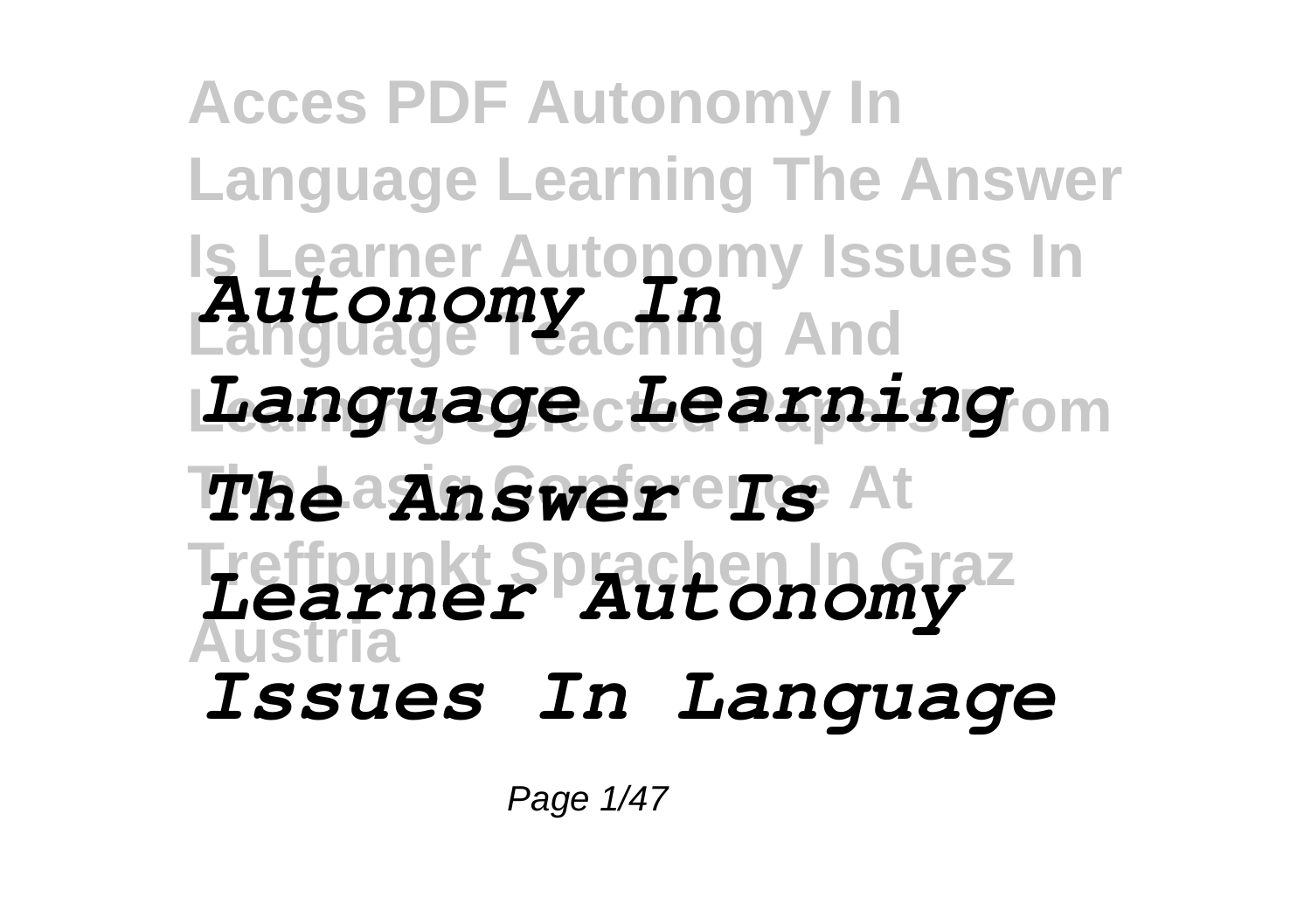# Acces PDF Autonomy In Language Learning The Answer Is Learner Autonomy Issues In Language Teaching And Learning Selected Papers From The Lasig Conference At Treffpunkt Sprachen In Graz Austria

***Autonomy In Language Learning The Answer Is Learner Autonomy Issues In Language***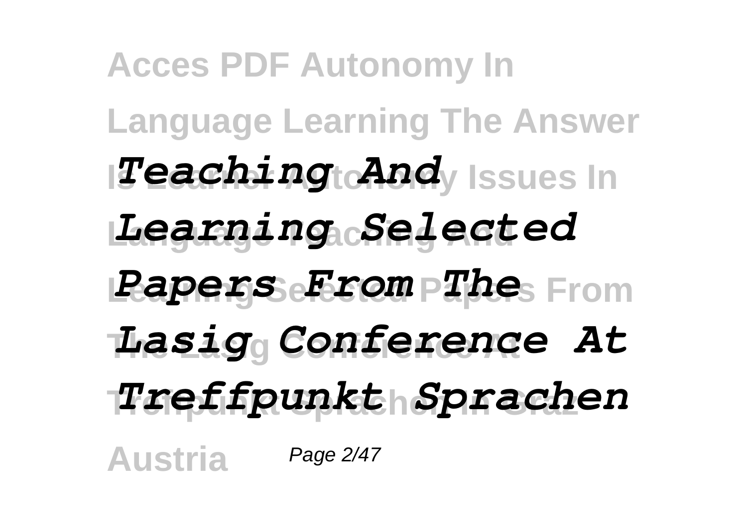***Teaching And Learning Selected Papers From The Lasig Conference At Treffpunkt Sprachen***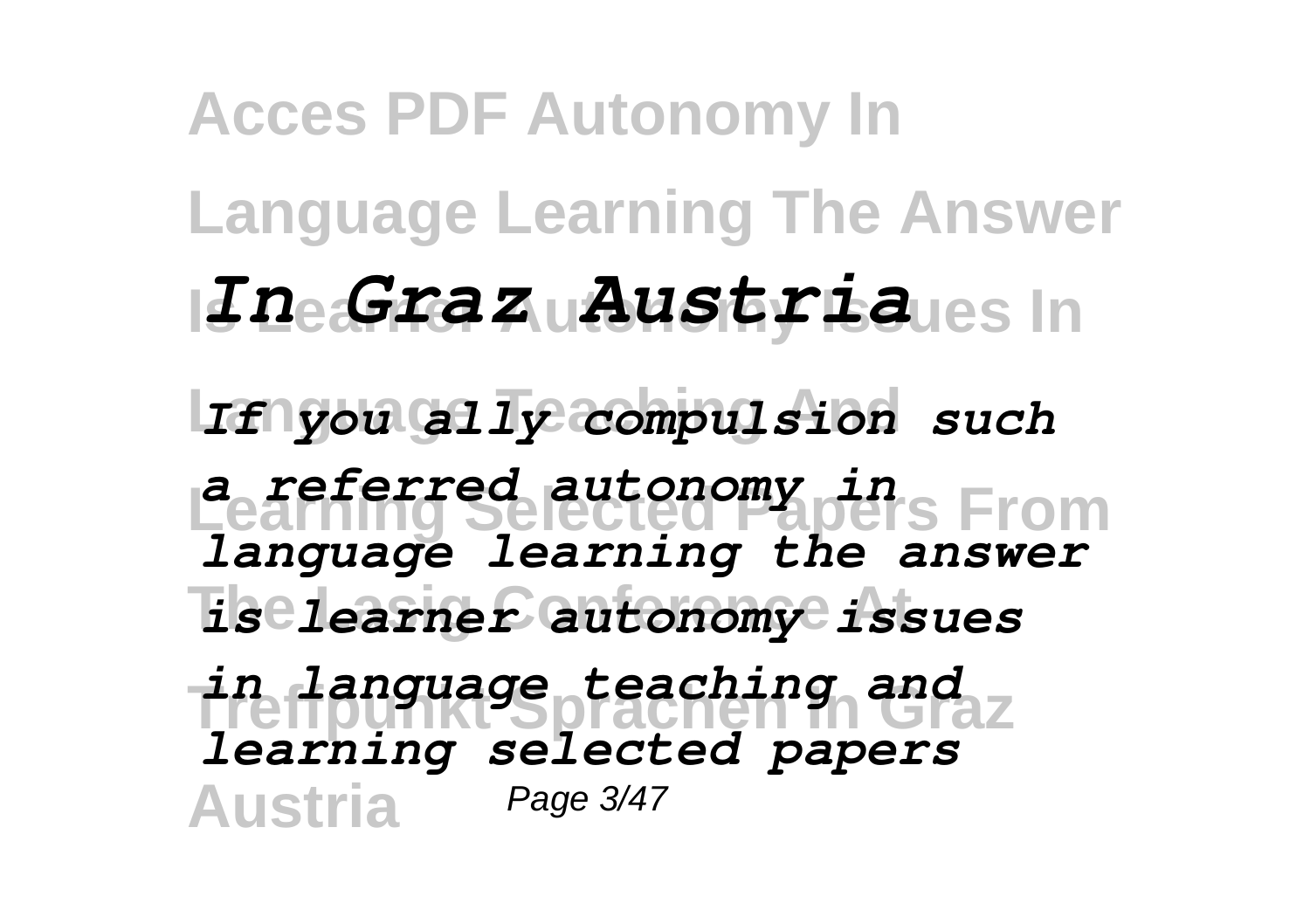**Acces PDF Autonomy In Language Learning The Answer Is Learner Autonomy Issues In Language Teaching And Learning Selected Papers From The Lasig Conference At Treffpunkt Sprachen In Graz Austria**

***If you ally compulsion such a referred autonomy in language learning the answer is learner autonomy issues in language teaching and learning selected papers***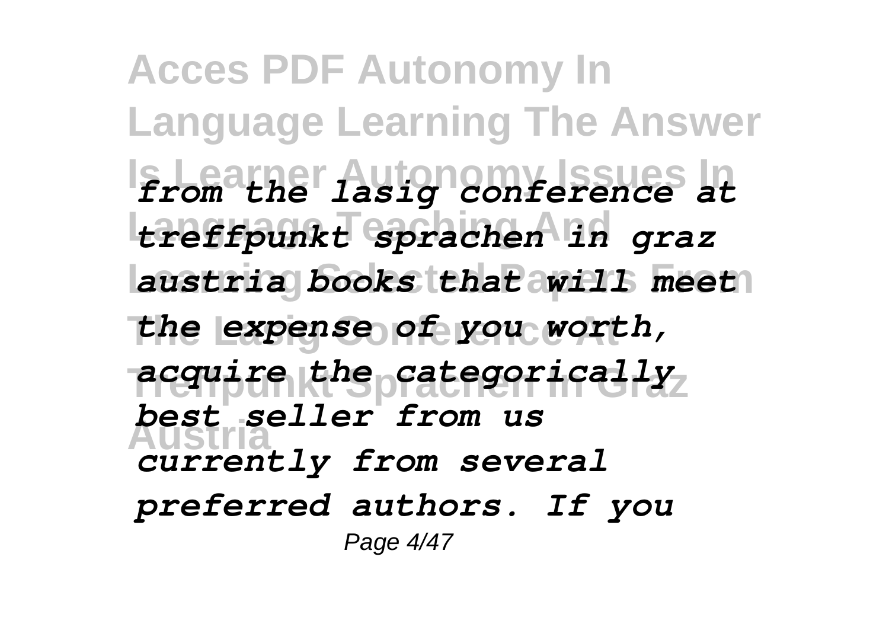*from the lasig conference at treffpunkt sprachen in graz austria books that will meet the expense of you worth, acquire the categorically best seller from us currently from several preferred authors. If you*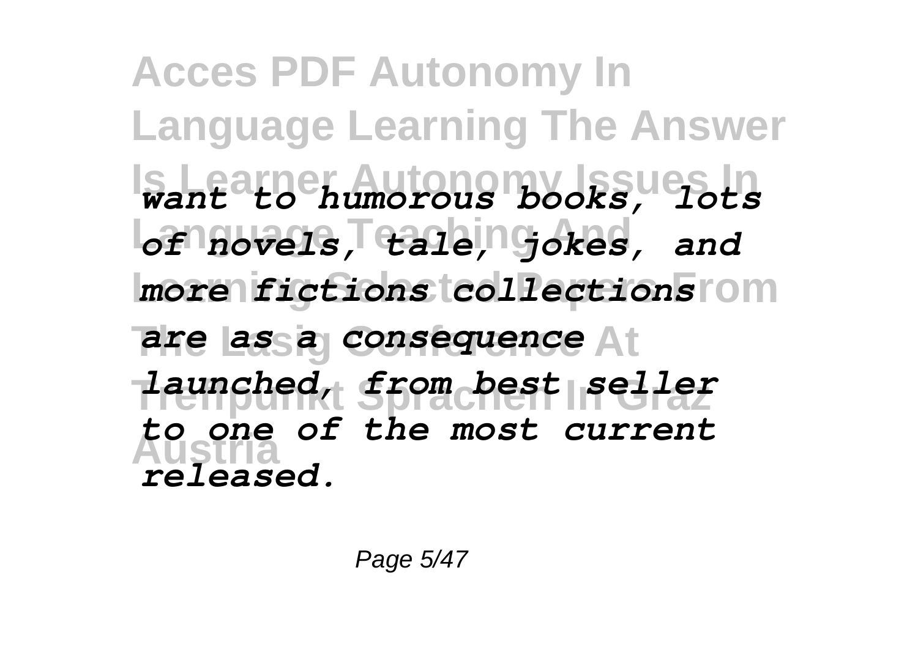*want to humorous books, lots of novels, tale, jokes, and more fictions collections are as a consequence launched, from best seller to one of the most current released.*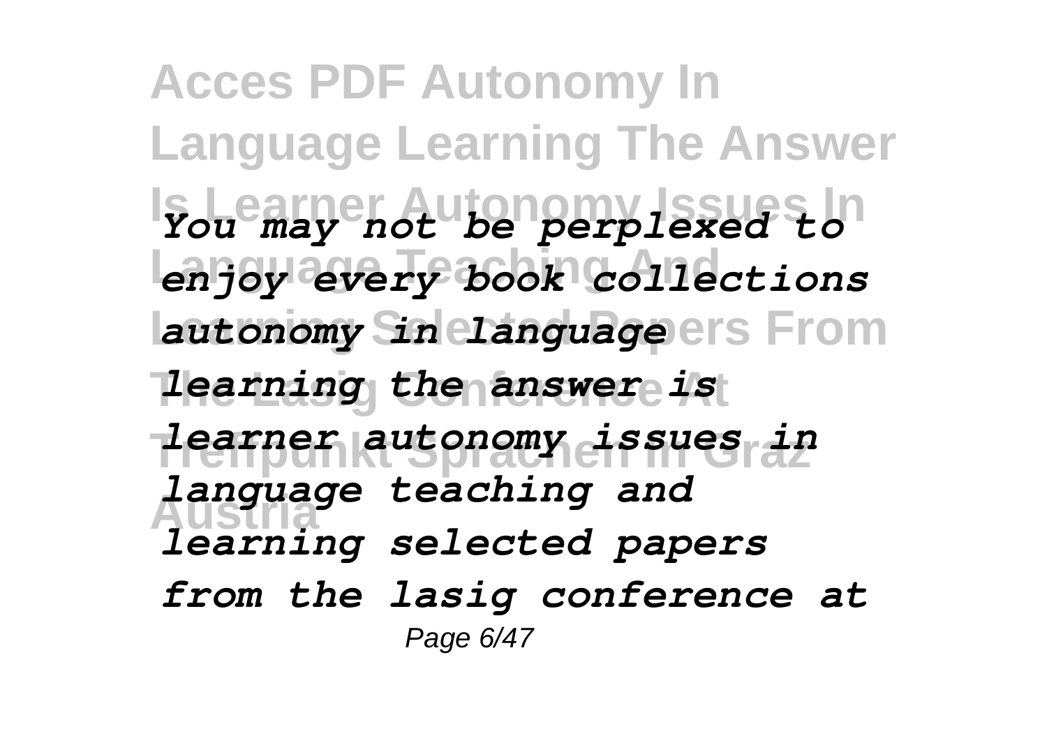*You may not be perplexed to enjoy every book collections autonomy in language learning the answer is learner autonomy issues in language teaching and learning selected papers from the lasig conference at*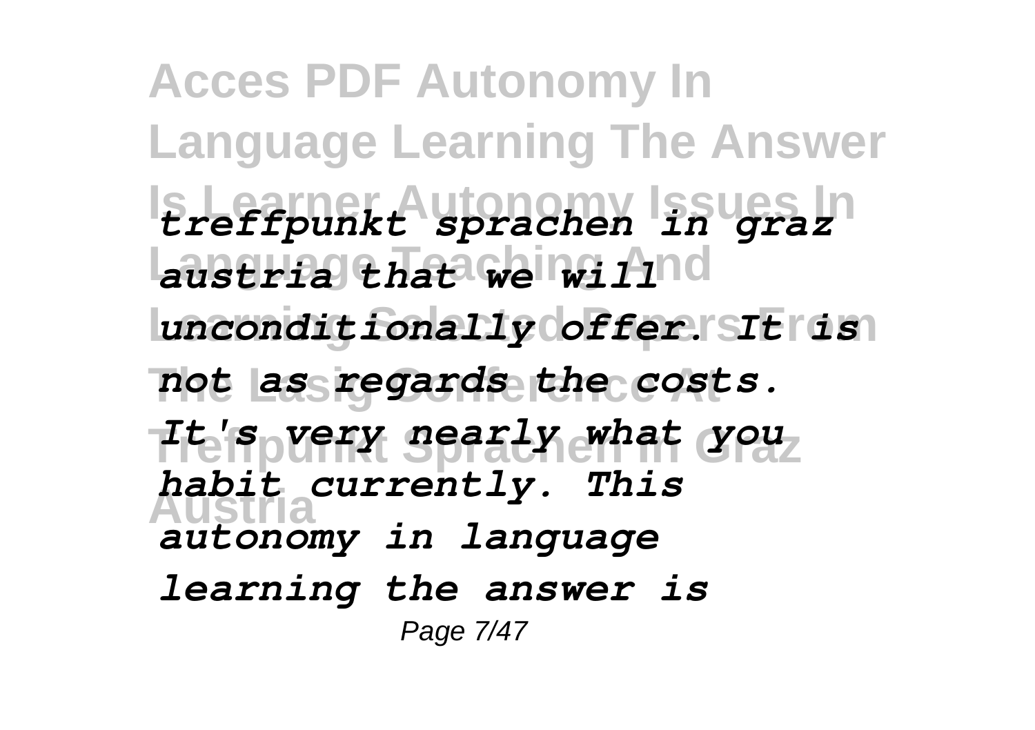*treffpunkt sprachen in graz austria that we will unconditionally offer. It is not as regards the costs. It's very nearly what you habit currently. This autonomy in language learning the answer is*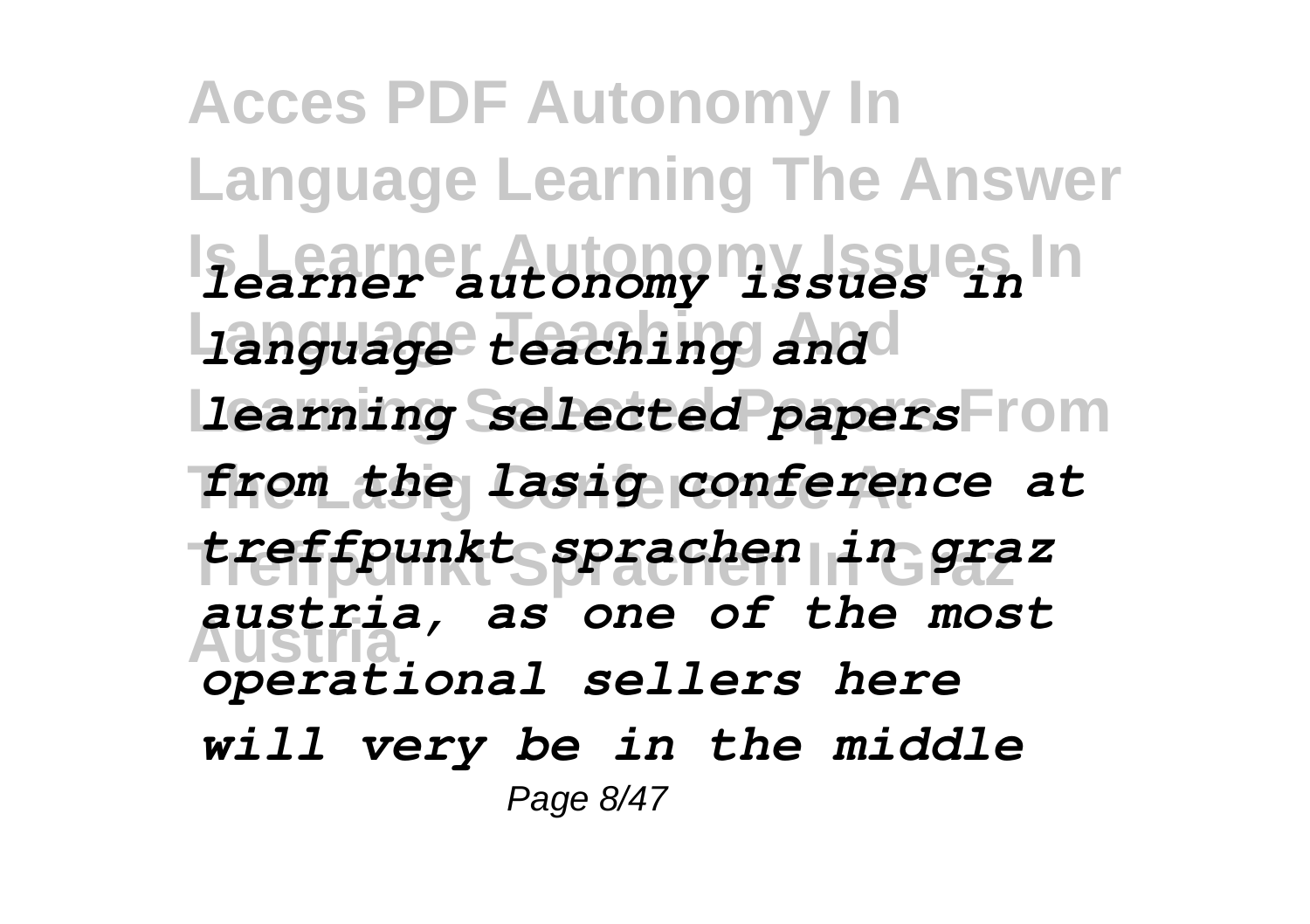*learner autonomy issues in language teaching and learning selected papers from the lasig conference at treffpunkt sprachen in graz austria, as one of the most operational sellers here will very be in the middle*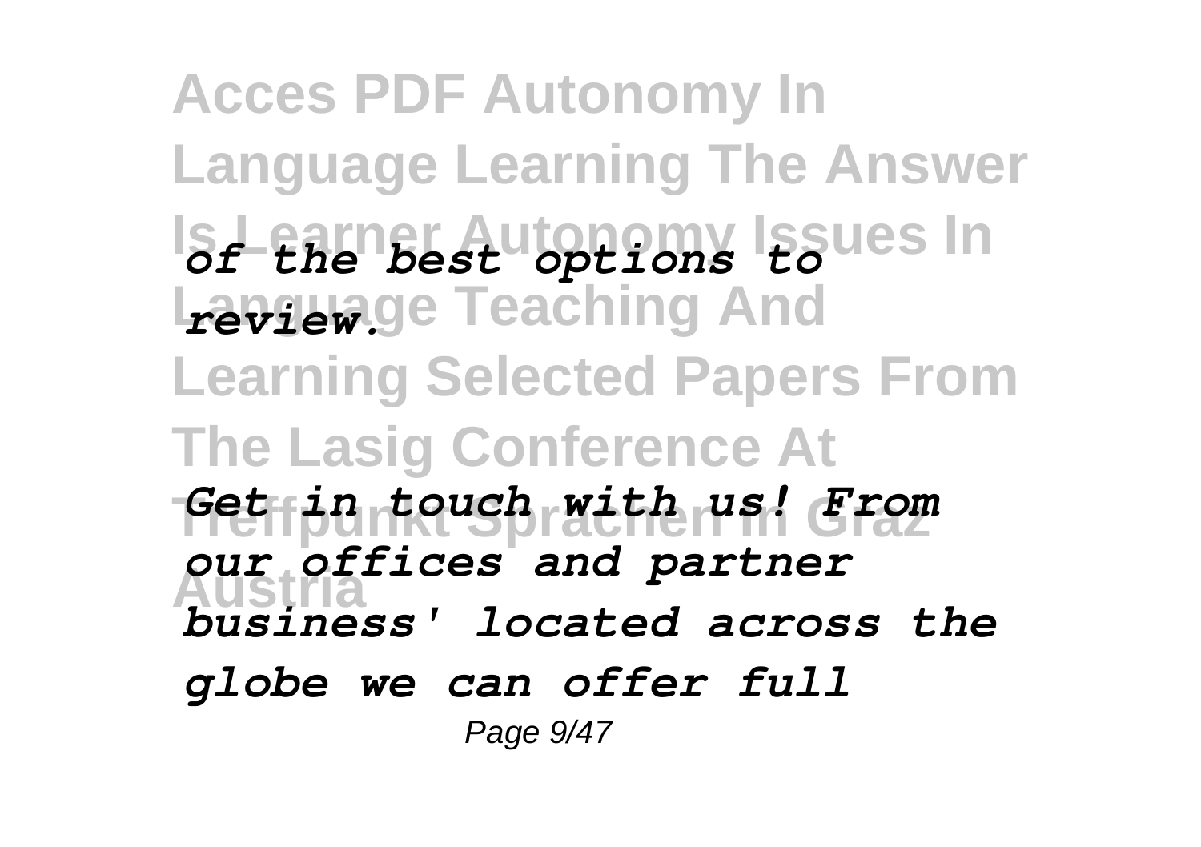*of the best options to review.*

*Get in touch with us! From our offices and partner business' located across the globe we can offer full*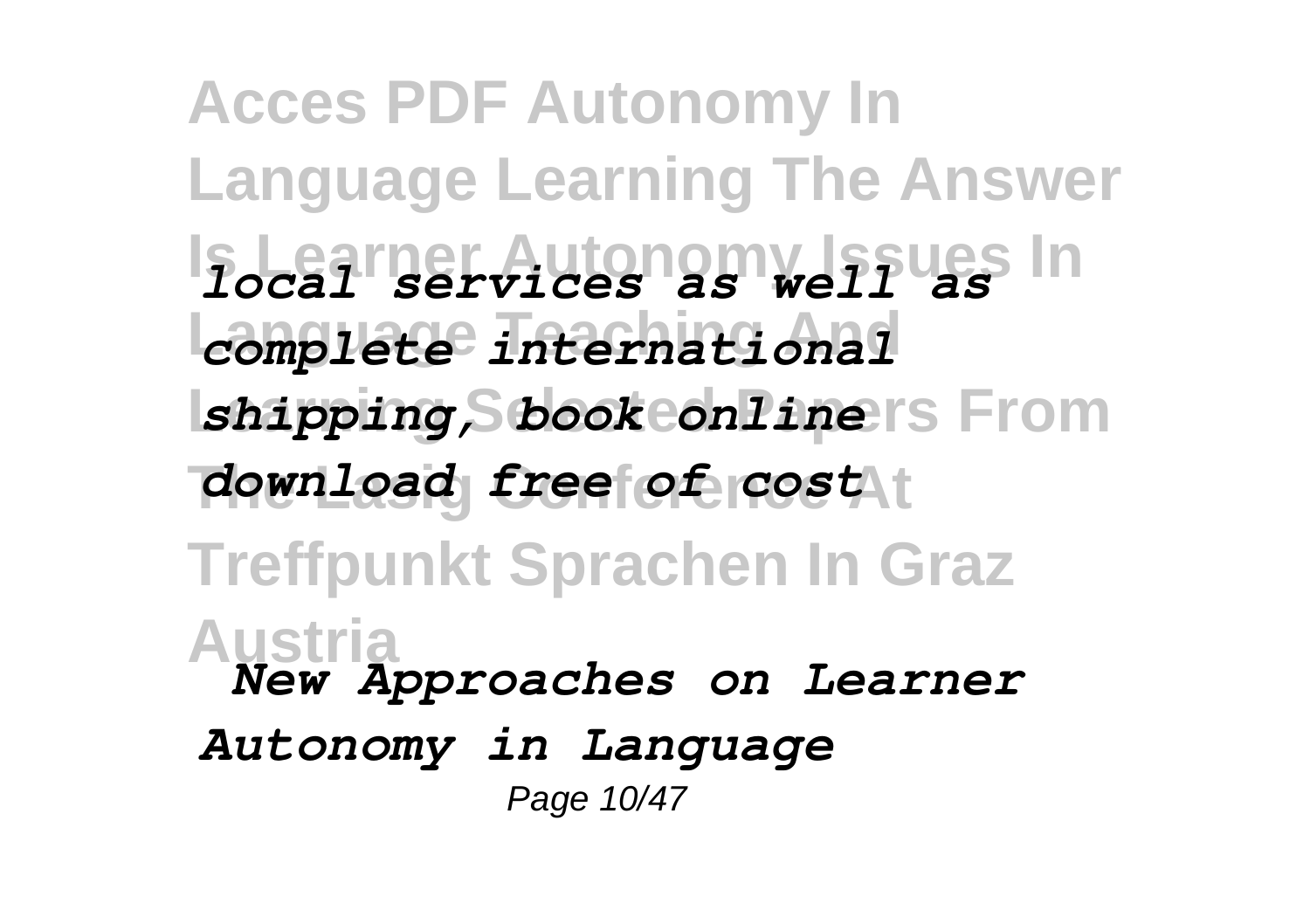*local services as well as complete international shipping, book online download free of cost*

***New Approaches on Learner Autonomy in Language***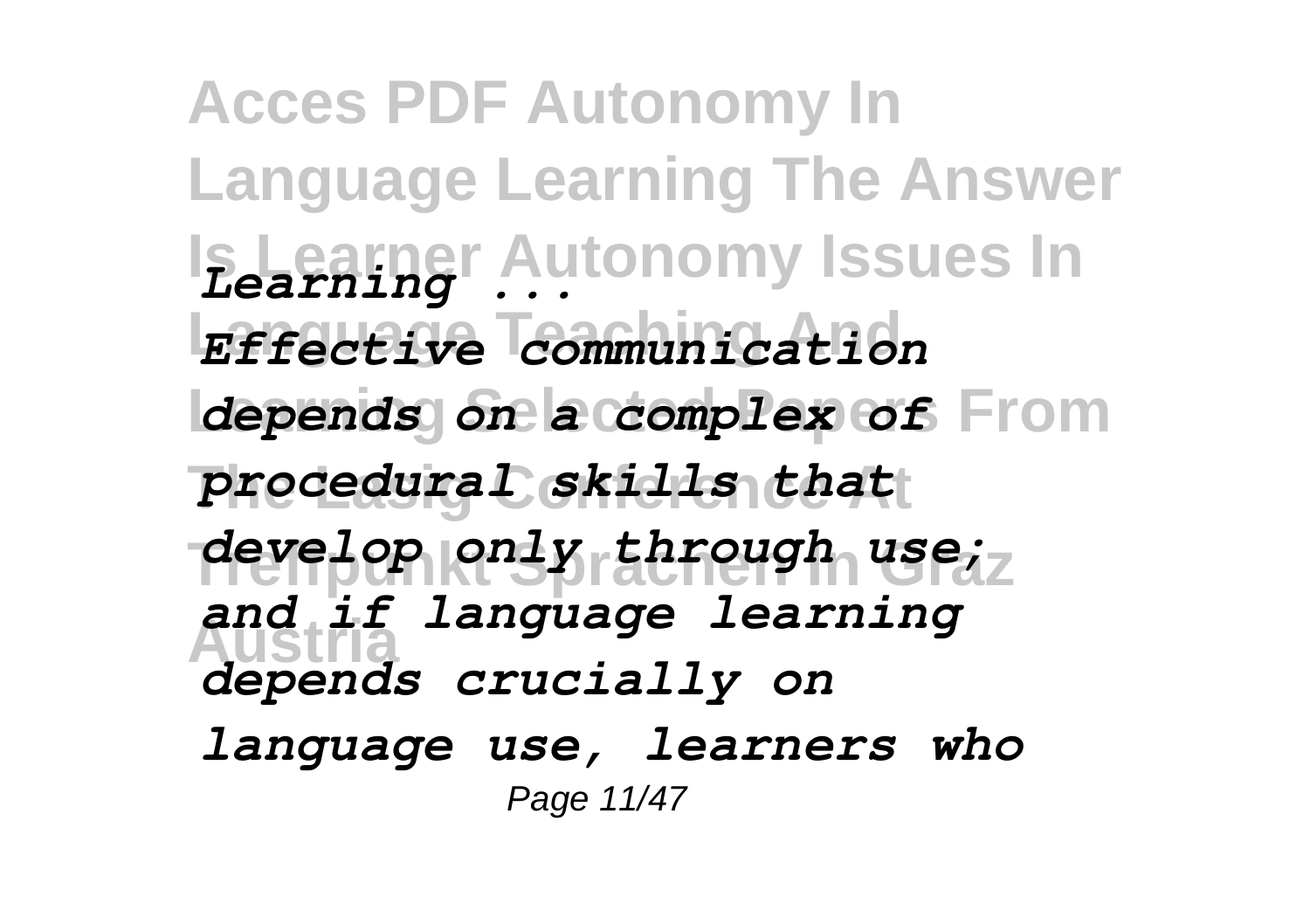*Learning ...*

*Effective communication depends on a complex of procedural skills that develop only through use; and if language learning depends crucially on language use, learners who*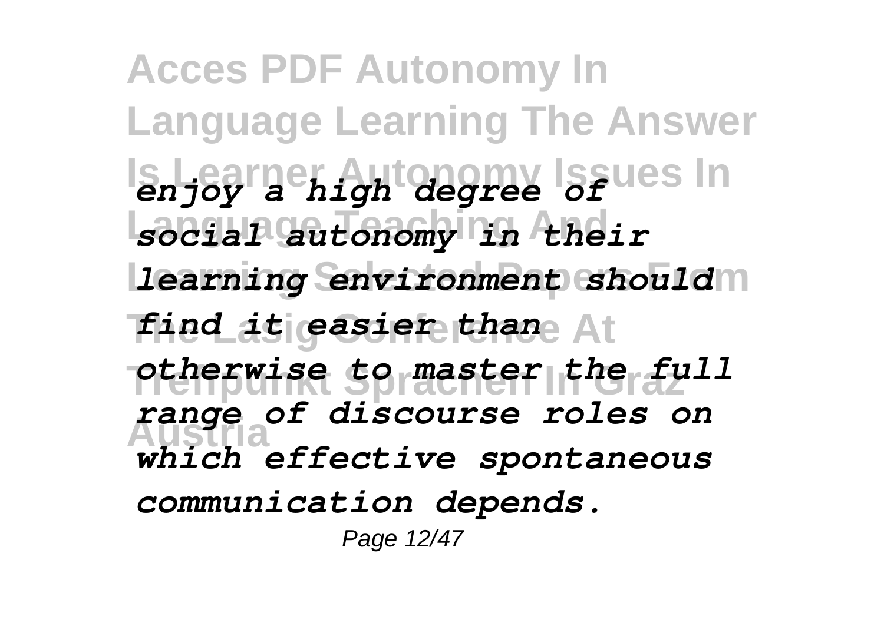*enjoy a high degree of social autonomy in their learning environment should find it easier than otherwise to master the full range of discourse roles on which effective spontaneous communication depends.*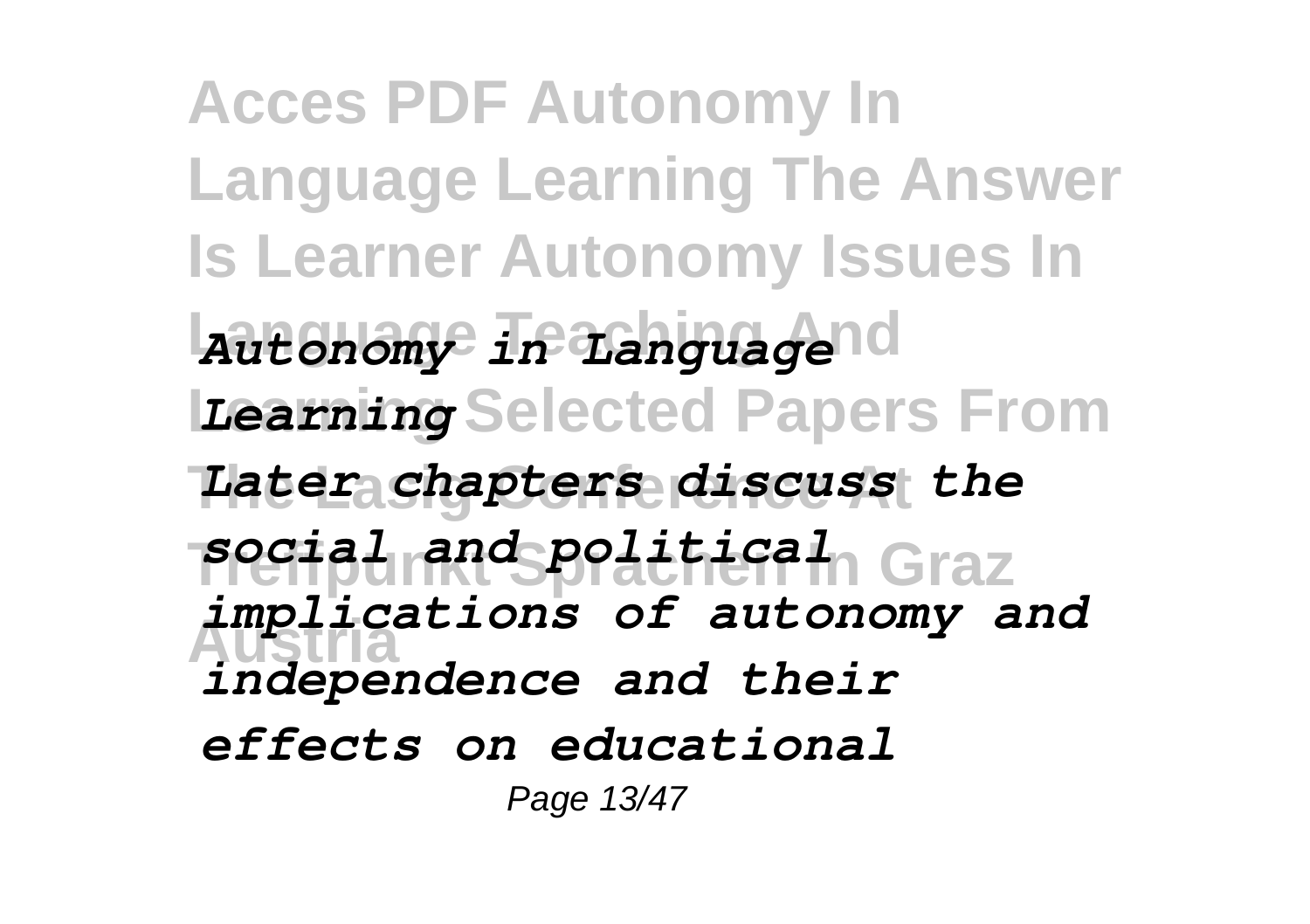# Acces PDF Autonomy In Language Learning The Answer Is Learner Autonomy Issues In Language Teaching And Learning Selected Papers From The Lasig Conference At Treffpunkt Sprachen In Graz Austria

***Autonomy in Language Learning***

*Later chapters discuss the social and political implications of autonomy and independence and their effects on educational*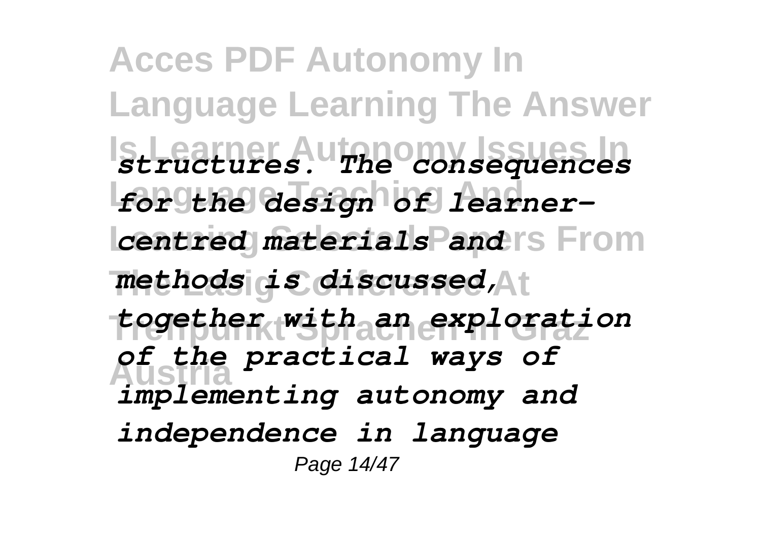*structures. The consequences for the design of learner-centred materials and methods is discussed, together with an exploration of the practical ways of implementing autonomy and independence in language*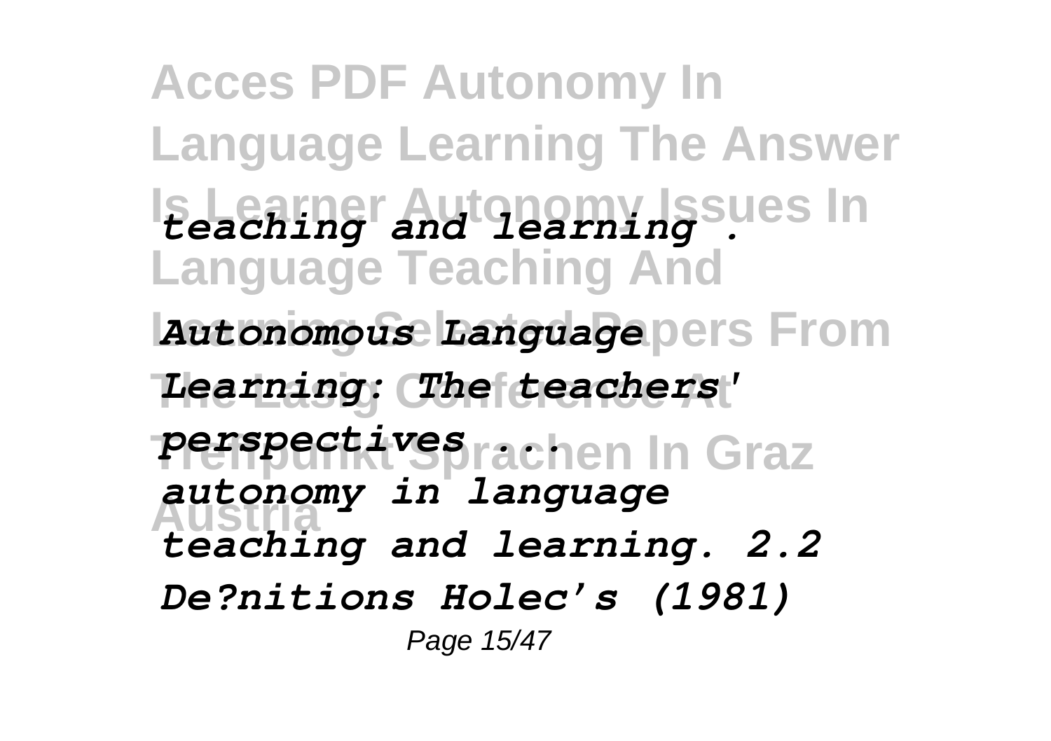*teaching and learning .*

***Autonomous Language Learning: The teachers' perspectives ...***

*autonomy in language teaching and learning. 2.2 De?nitions Holec's (1981)*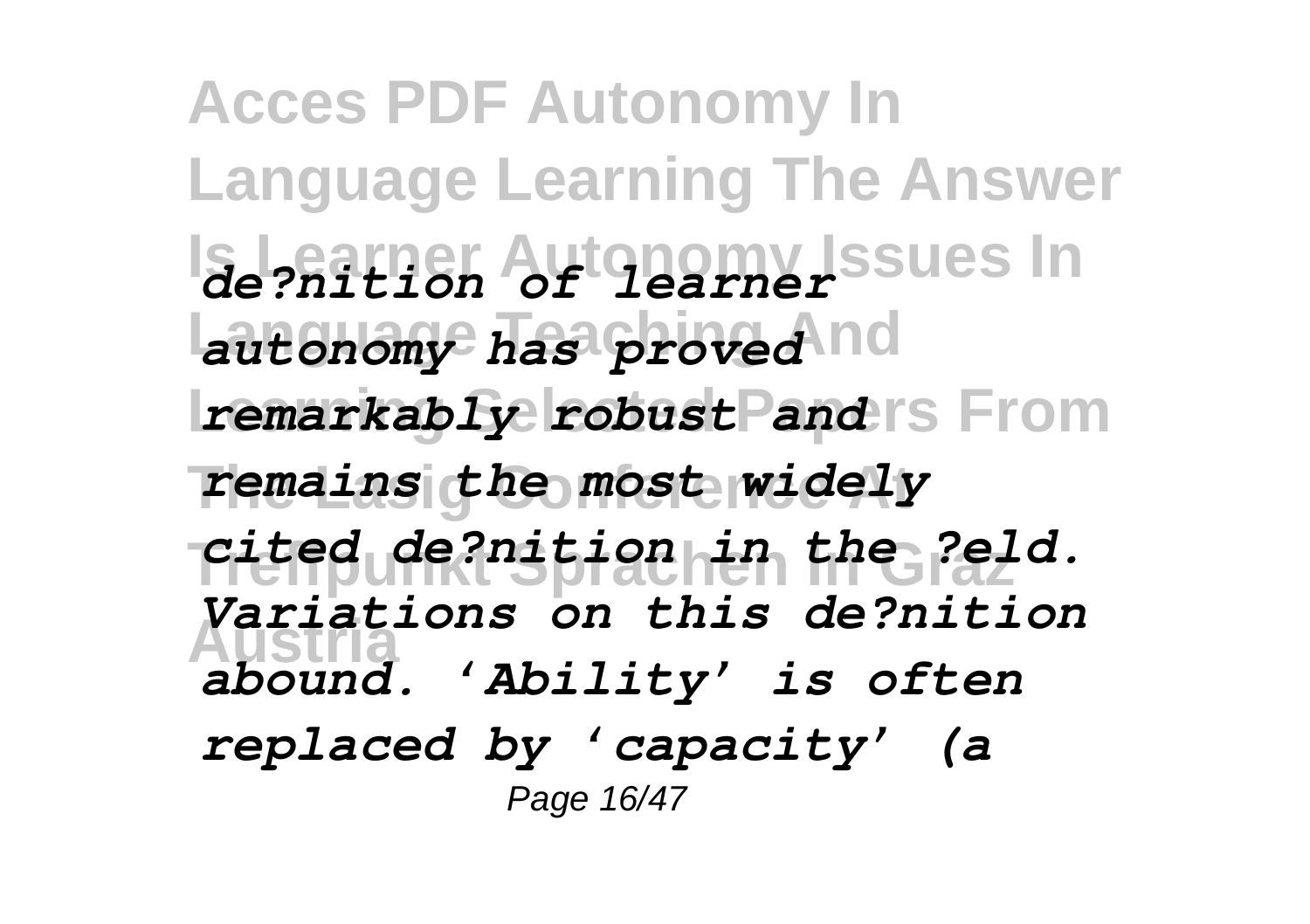*de?nition of learner autonomy has proved remarkably robust and remains the most widely cited de?nition in the ?eld. Variations on this de?nition abound. 'Ability' is often replaced by 'capacity' (a*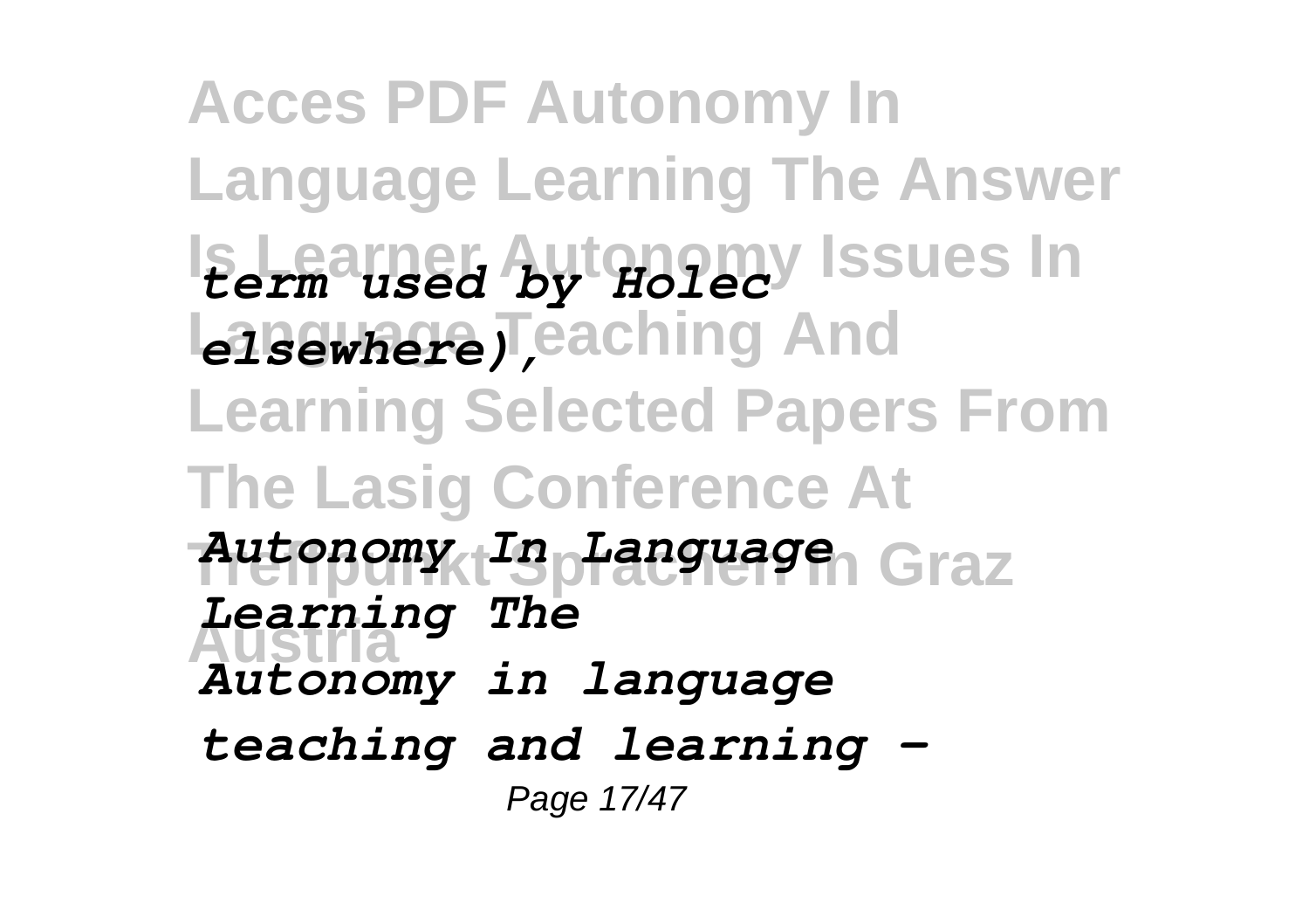*term used by Holec elsewhere),*

***Autonomy In Language Learning The***

*Autonomy in language teaching and learning -*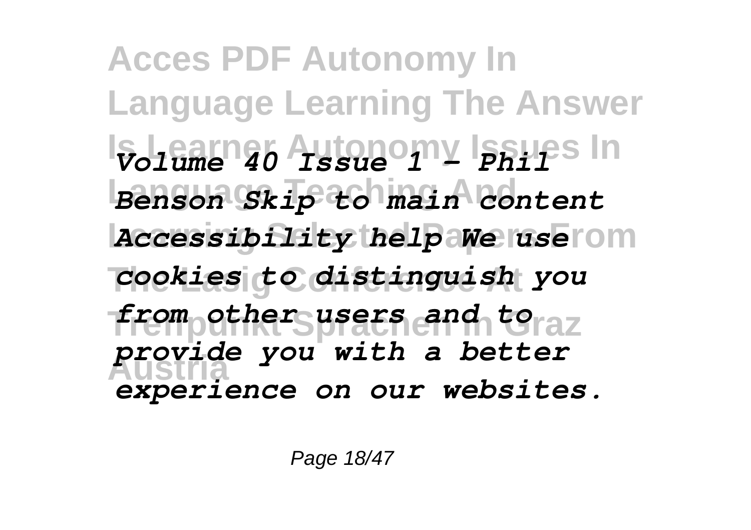*Volume 40 Issue 1 - Phil Benson Skip to main content Accessibility help We use cookies to distinguish you from other users and to provide you with a better experience on our websites.*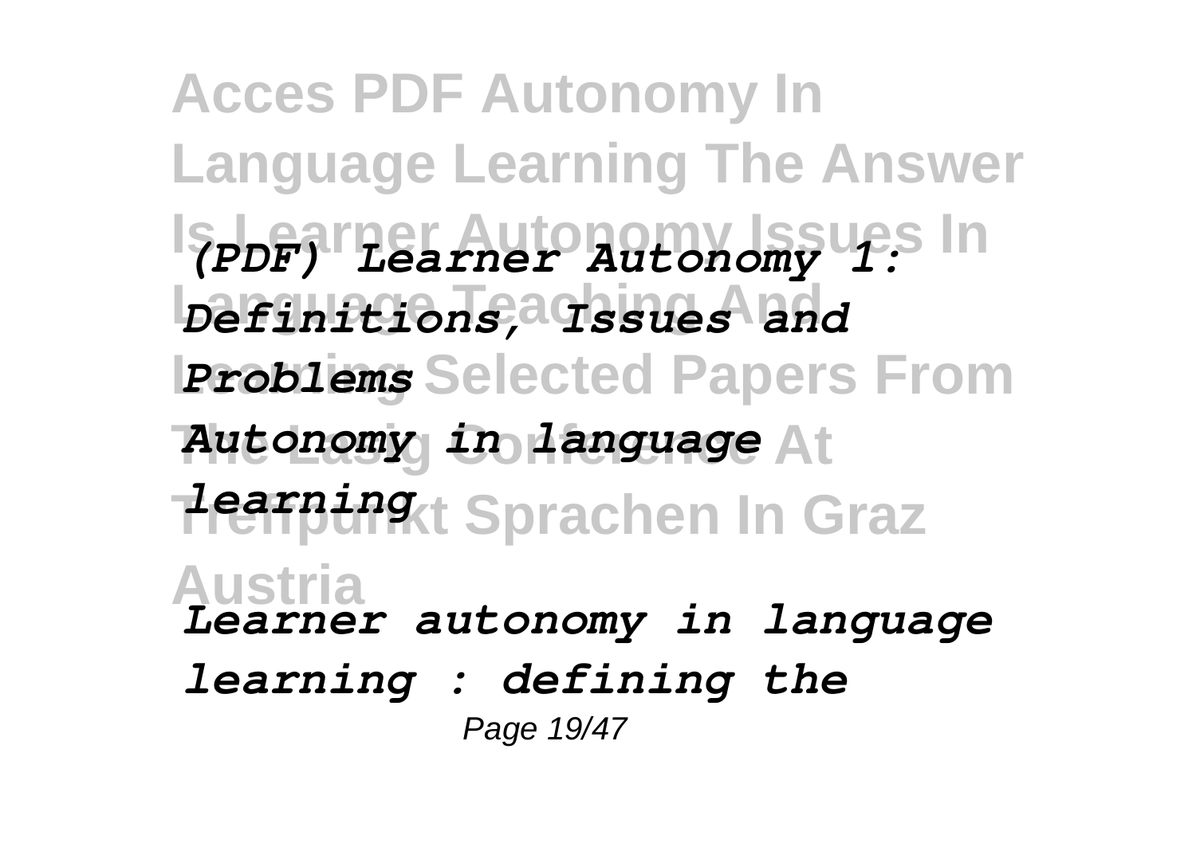*(PDF) Learner Autonomy 1: Definitions, Issues and Problems*

*Autonomy in language learning*

*Learner autonomy in language learning : defining the*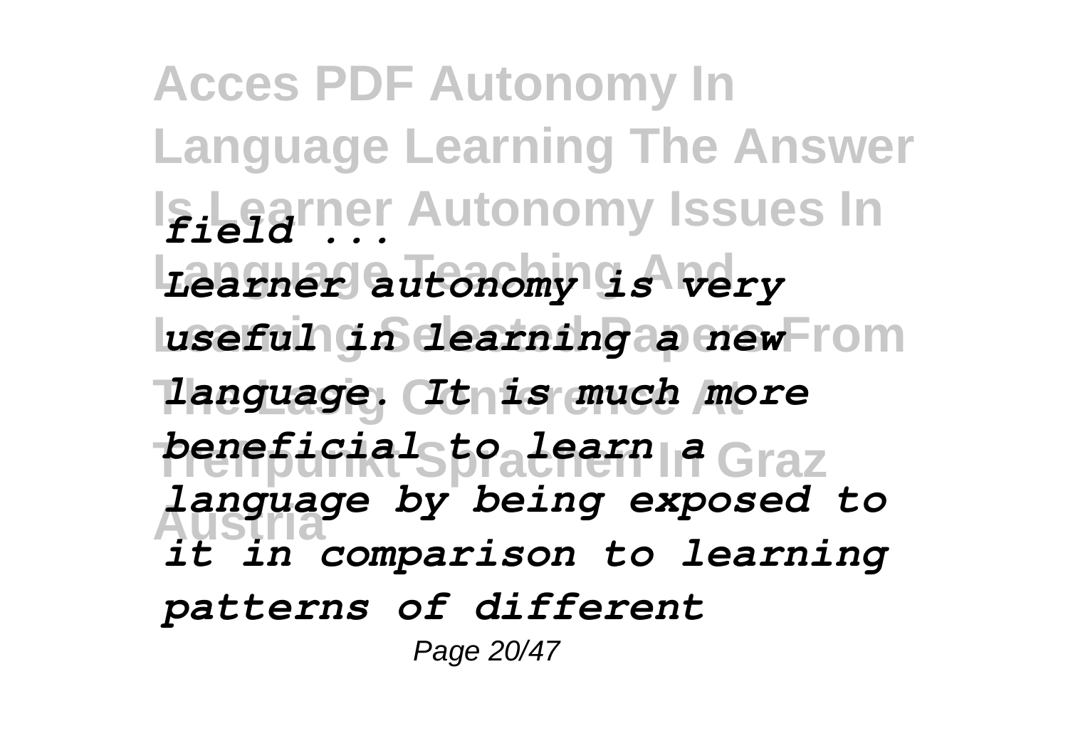*field ...*

*Learner autonomy is very useful in learning a new language. It is much more beneficial to learn a language by being exposed to it in comparison to learning patterns of different*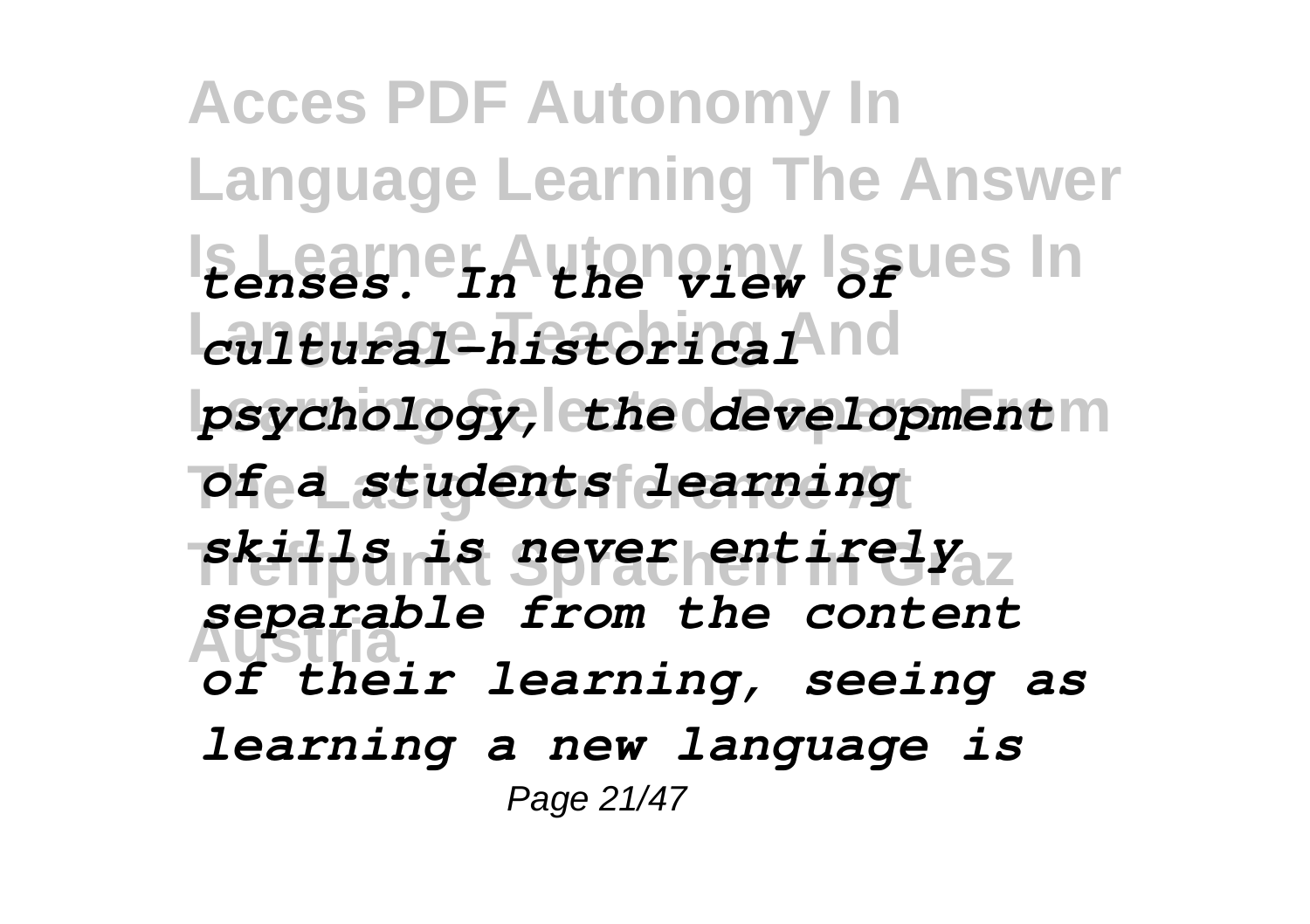*tenses. In the view of cultural-historical psychology, the development of a students learning skills is never entirely separable from the content of their learning, seeing as learning a new language is*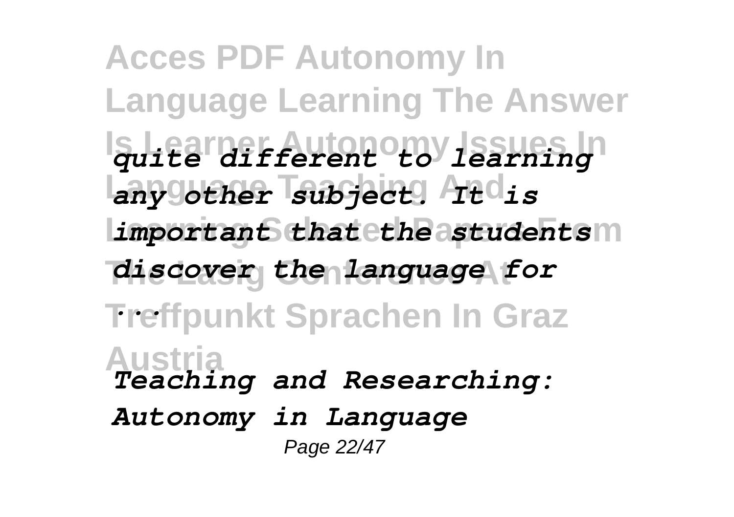*quite different to learning any other subject. It is important that the students discover the language for ...*

***Teaching and Researching: Autonomy in Language***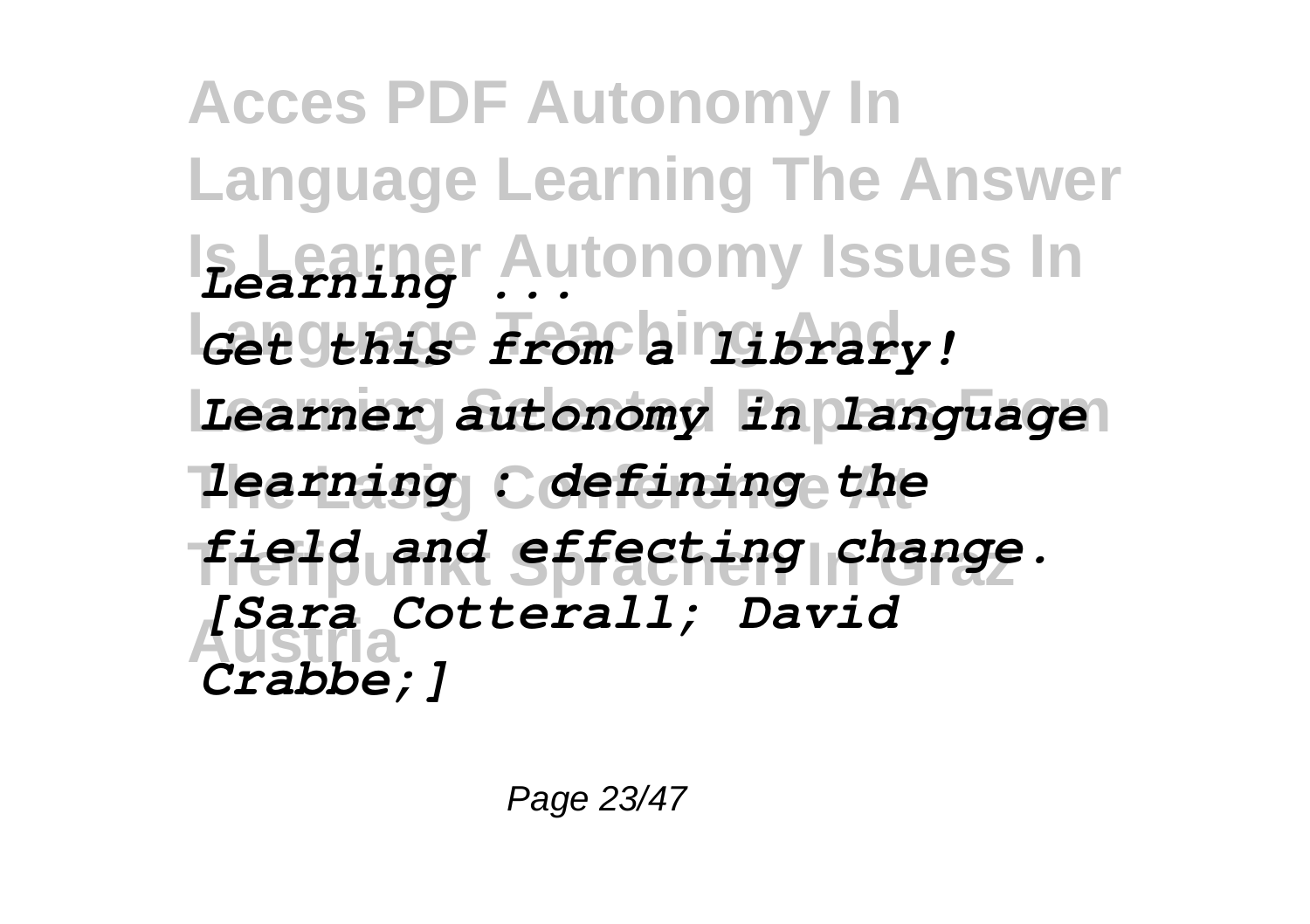*Learning ...*

*Get this from a library! Learner autonomy in language learning : defining the field and effecting change. [Sara Cotterall; David Crabbe;]*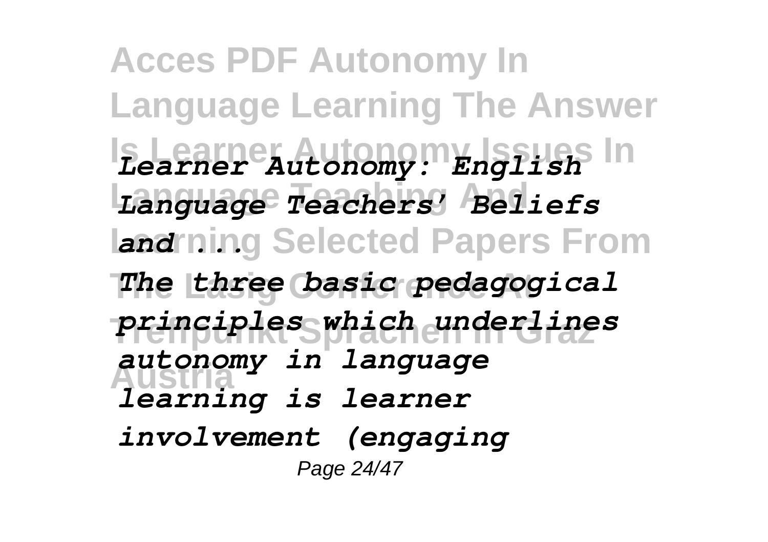*Learner Autonomy: English Language Teachers' Beliefs and ...*

*The three basic pedagogical principles which underlines autonomy in language learning is learner involvement (engaging*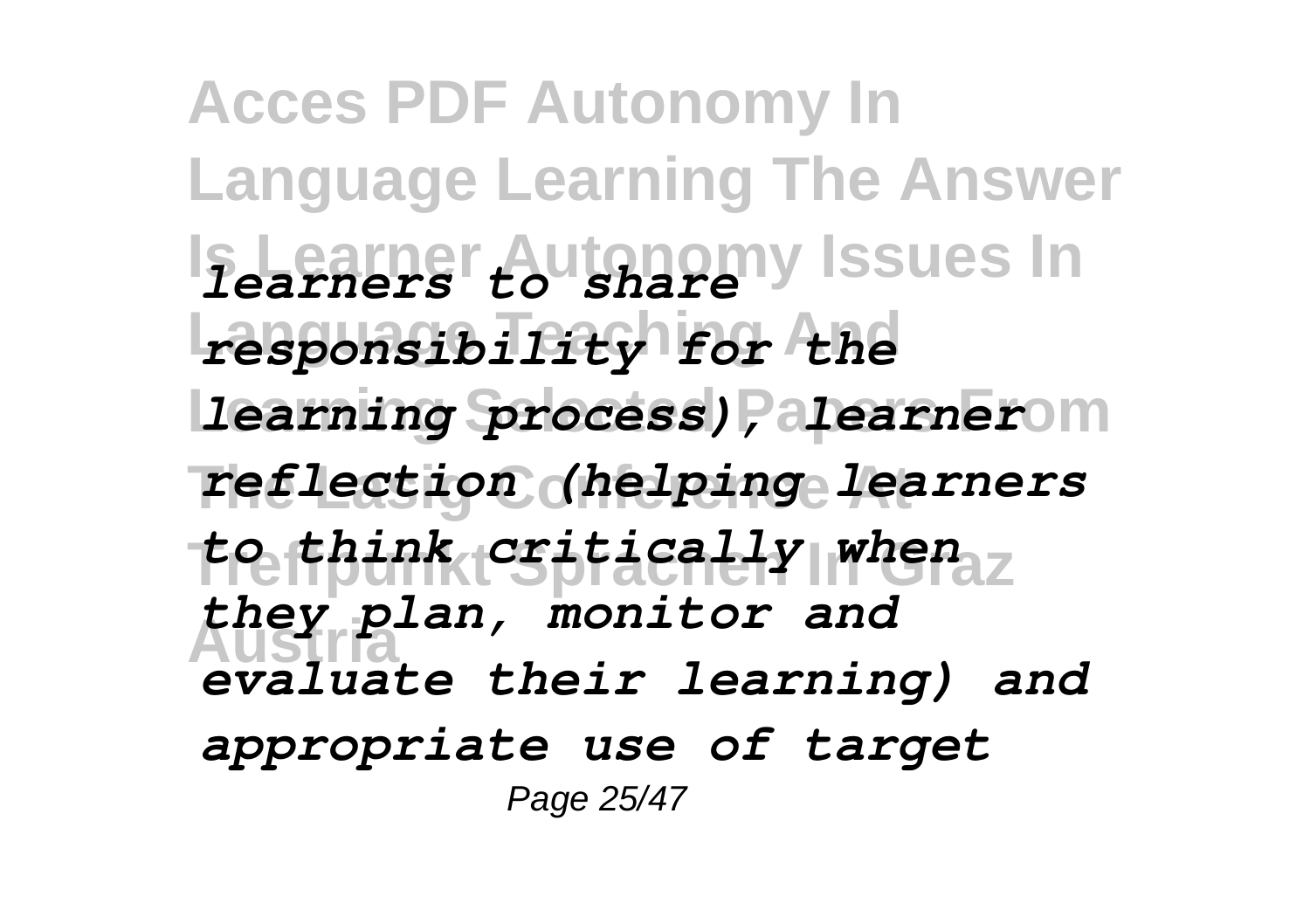*learners to share responsibility for the learning process), learner reflection (helping learners to think critically when they plan, monitor and evaluate their learning) and appropriate use of target*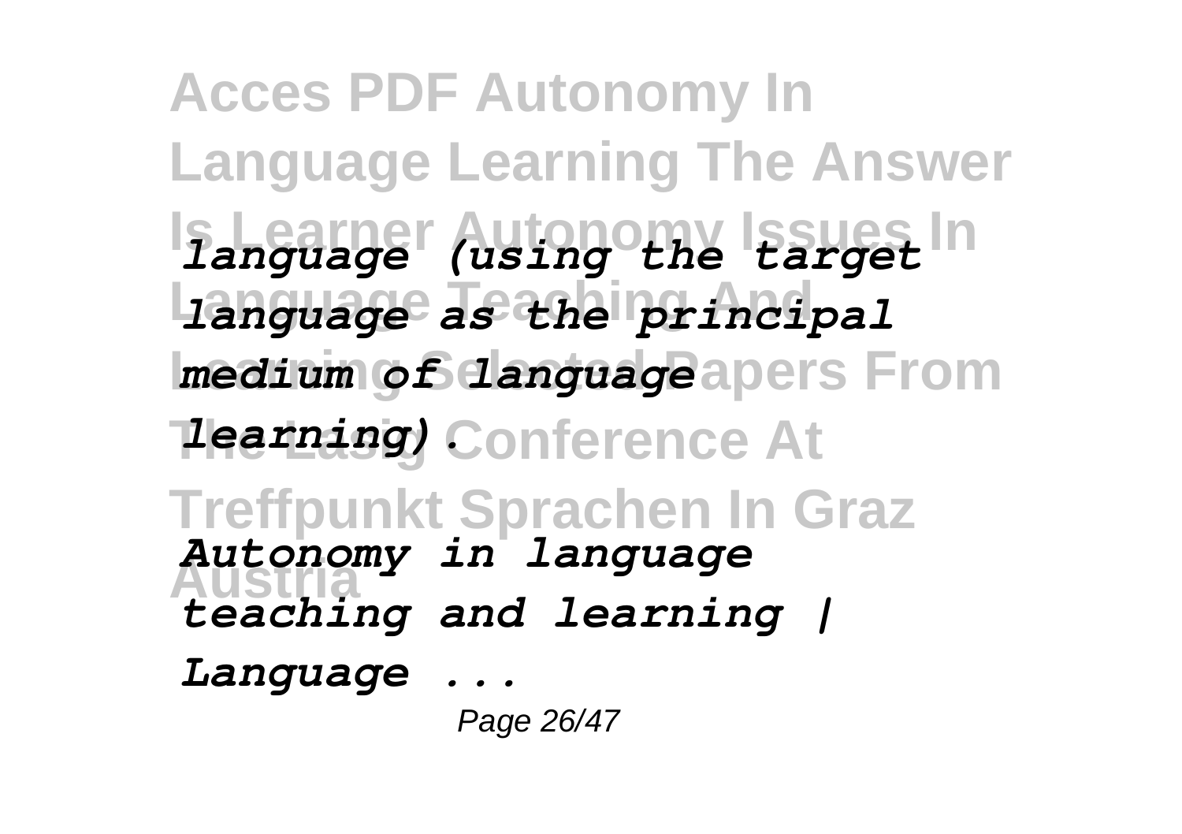*language (using the target language as the principal medium of language learning).*

***Autonomy in language teaching and learning | Language ...***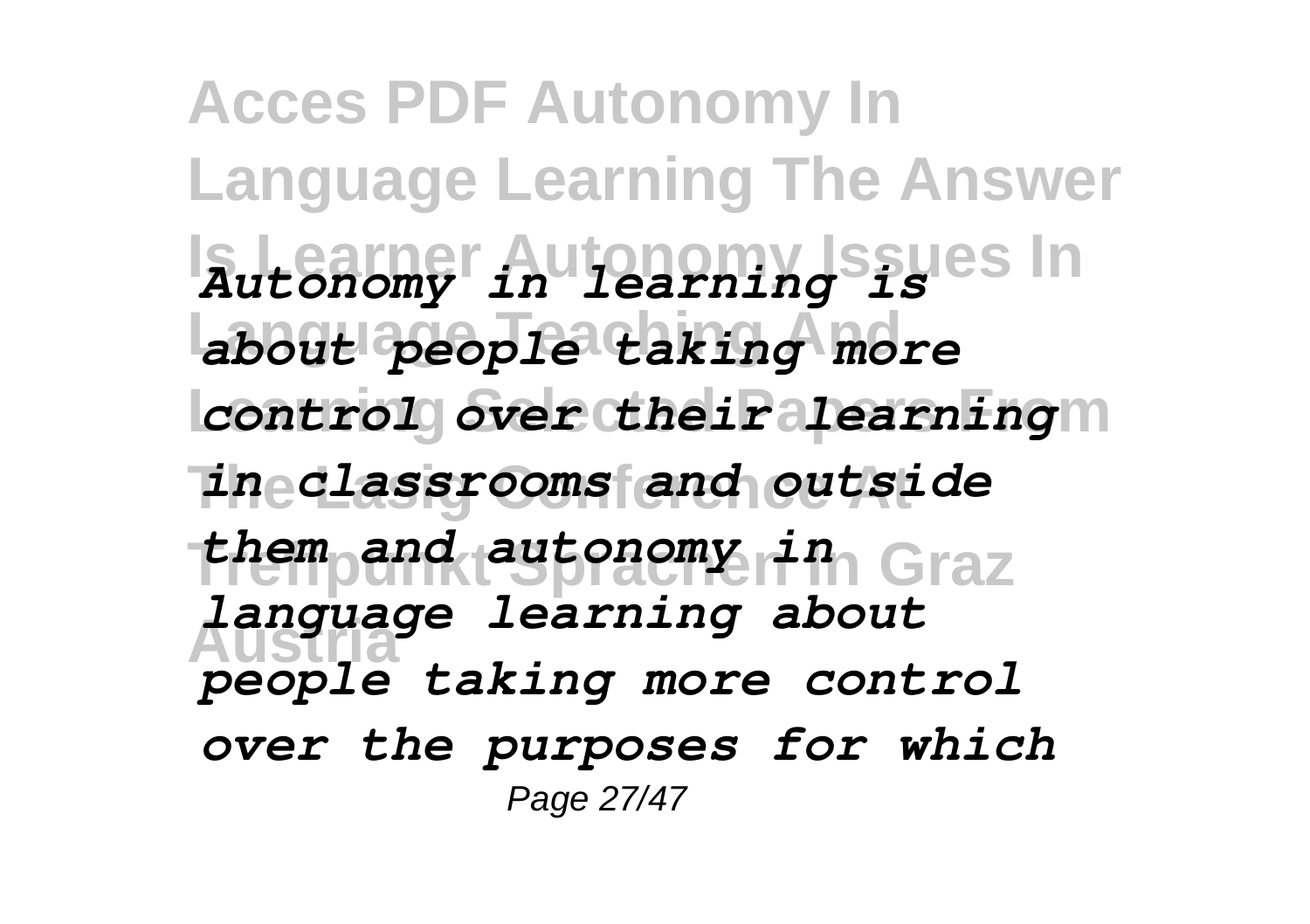*Autonomy in learning is about people taking more control over their learning in classrooms and outside them and autonomy in language learning about people taking more control over the purposes for which*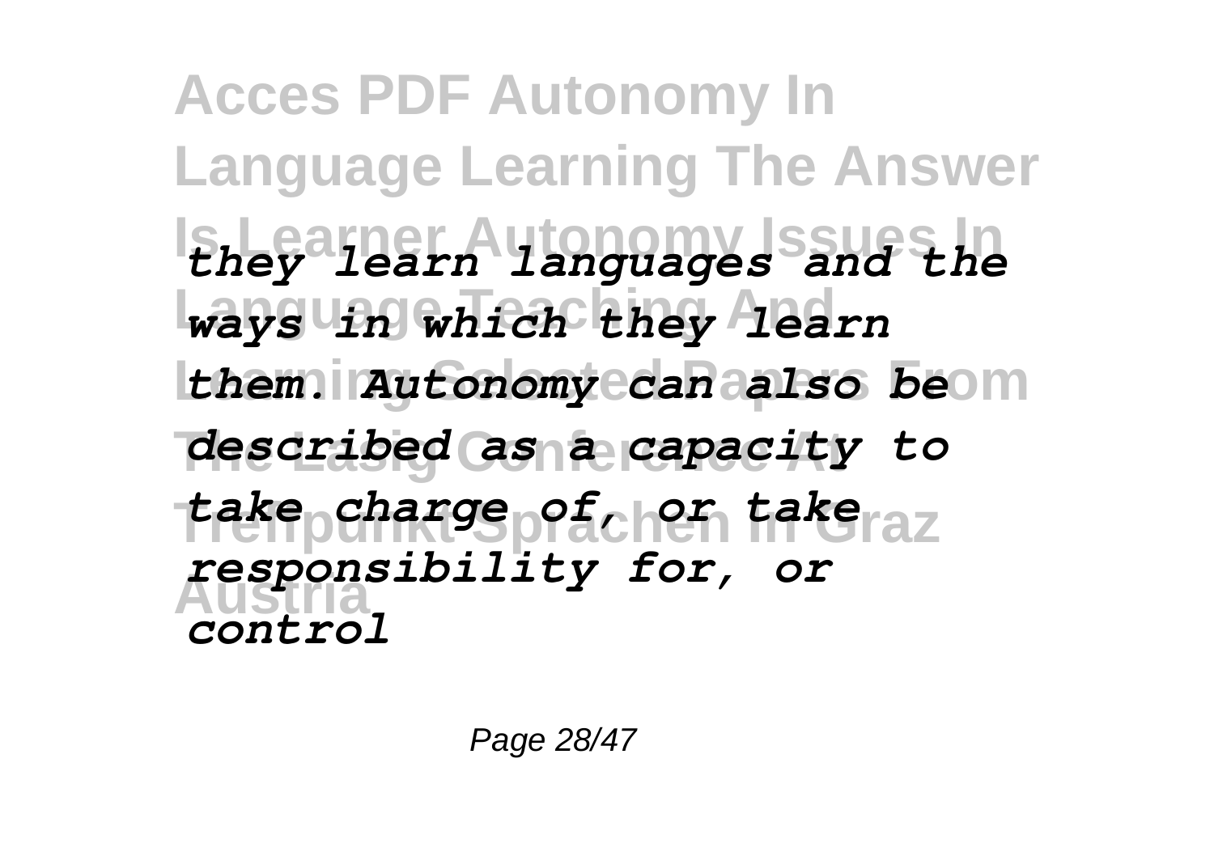*they learn languages and the ways in which they learn them. Autonomy can also be described as a capacity to take charge of, or take responsibility for, or control*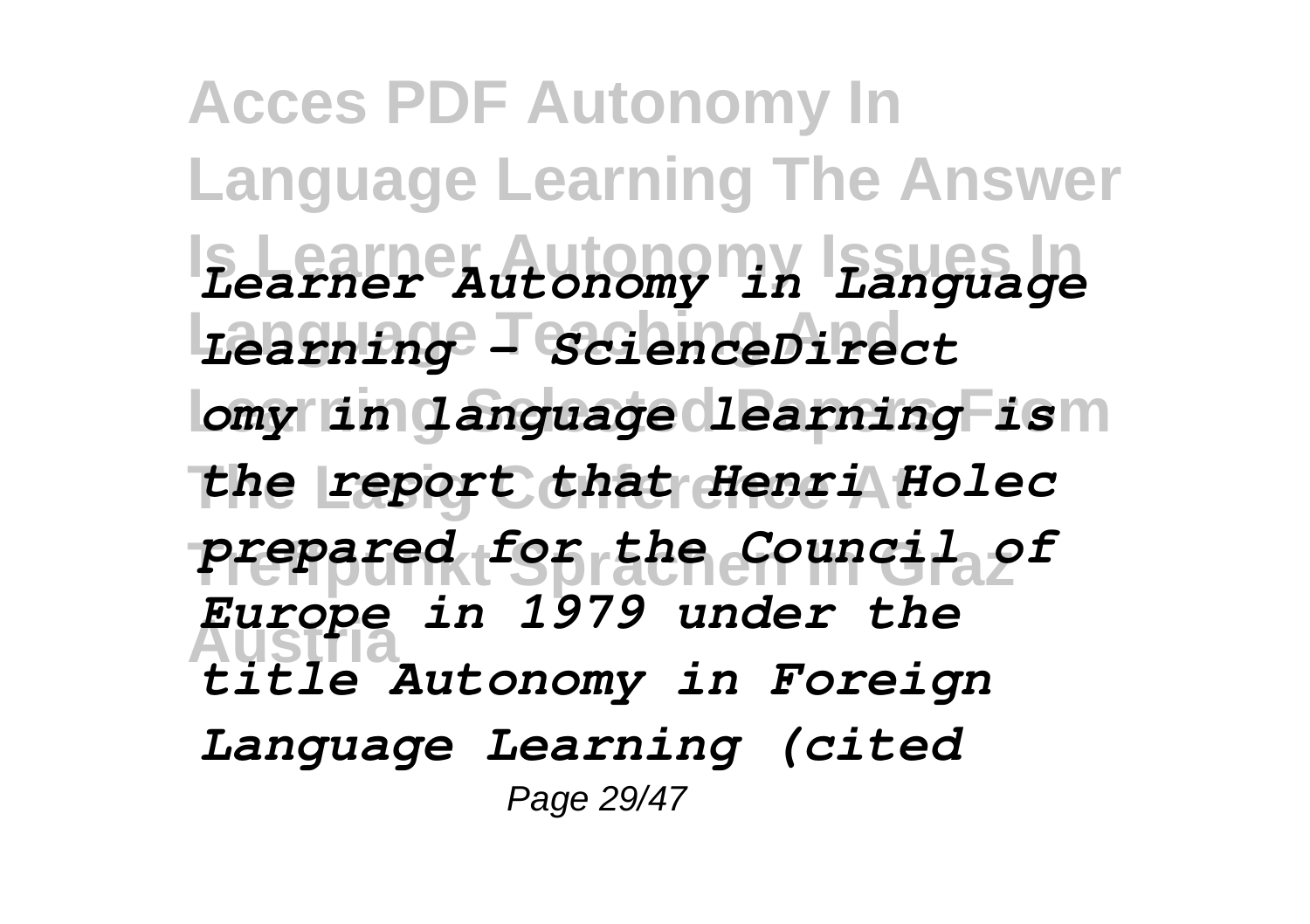*Learner Autonomy in Language Learning - ScienceDirect*

*omy in language learning is the report that Henri Holec prepared for the Council of Europe in 1979 under the title Autonomy in Foreign Language Learning (cited*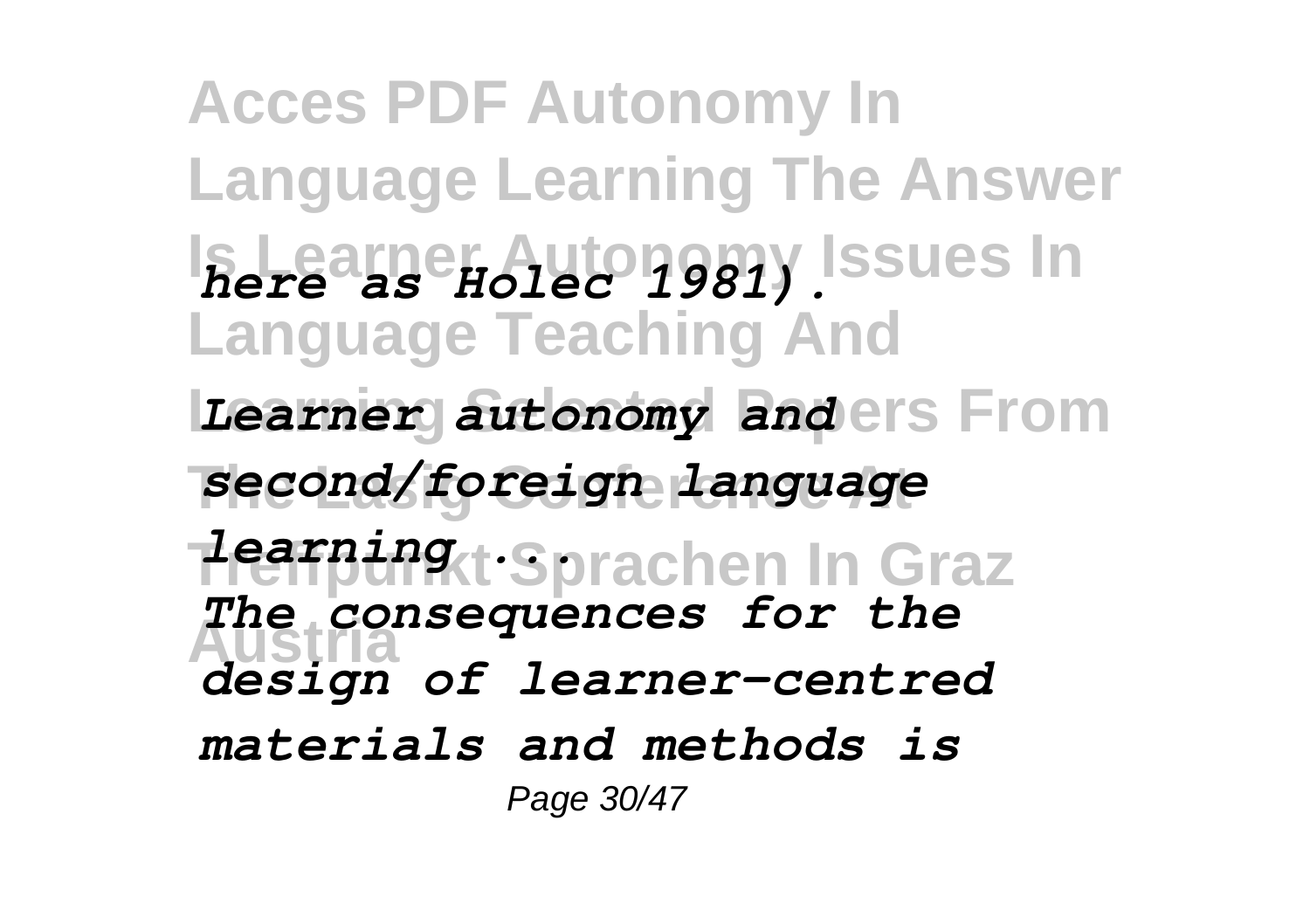*here as Holec 1981).*

***Learner autonomy and second/foreign language learning ...***

*The consequences for the design of learner-centred materials and methods is*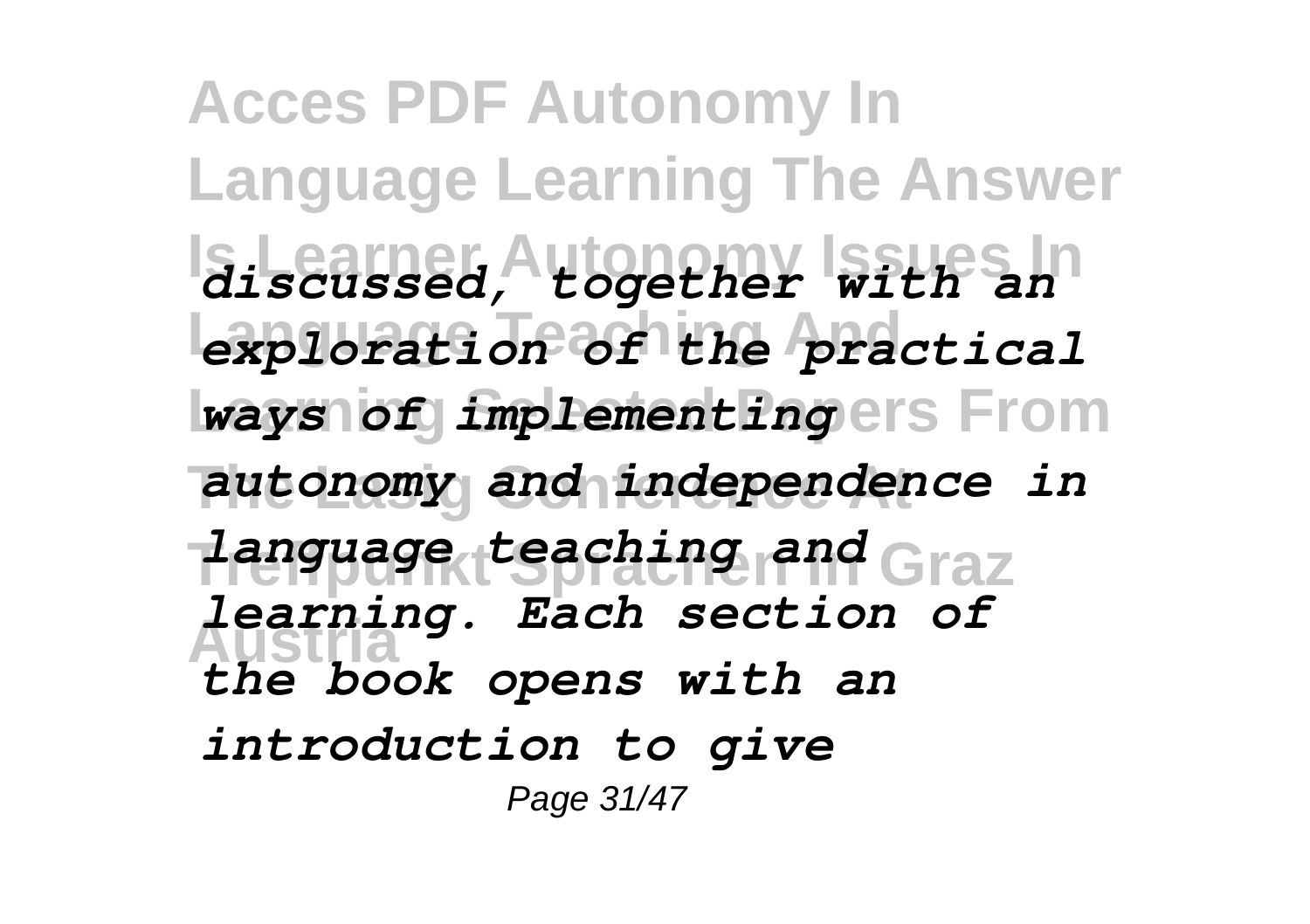*discussed, together with an exploration of the practical ways of implementing autonomy and independence in language teaching and learning. Each section of the book opens with an introduction to give*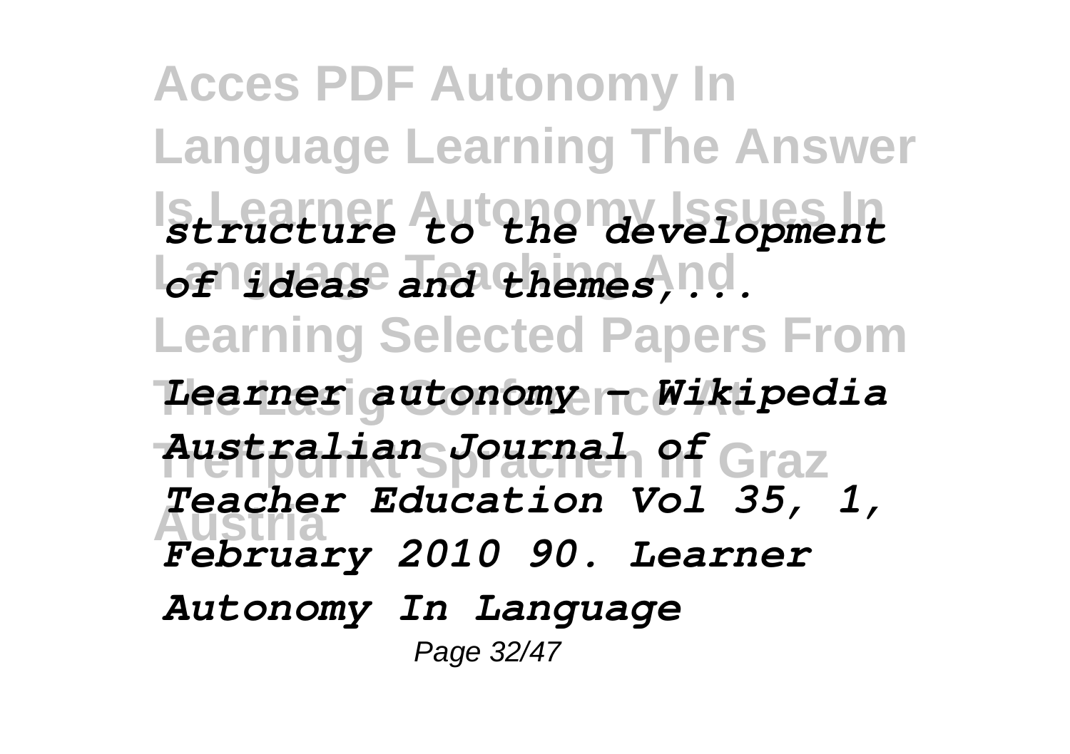*structure to the development of ideas and themes,...*

*Learner autonomy - Wikipedia*

*Australian Journal of Teacher Education Vol 35, 1, February 2010 90. Learner Autonomy In Language*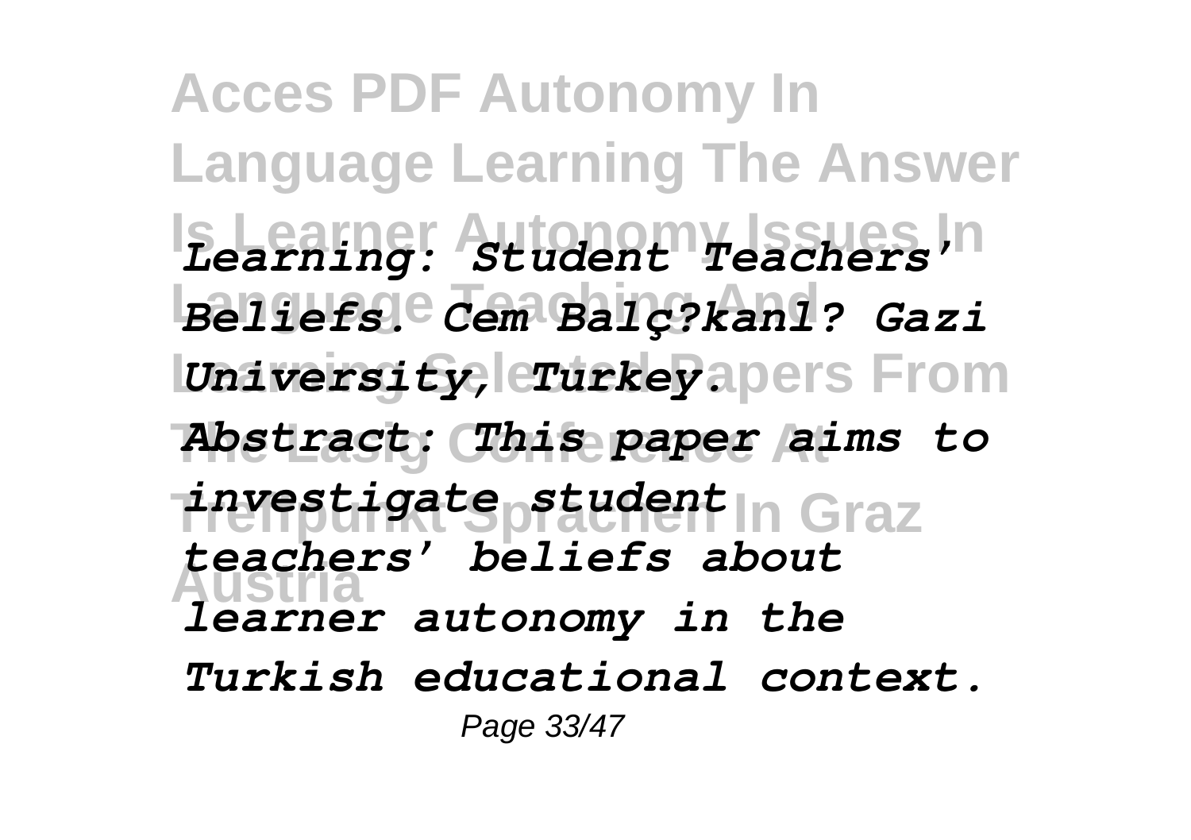*Learning: Student Teachers' Beliefs. Cem Balç?kanl? Gazi University, Turkey. Abstract: This paper aims to investigate student teachers' beliefs about learner autonomy in the Turkish educational context.*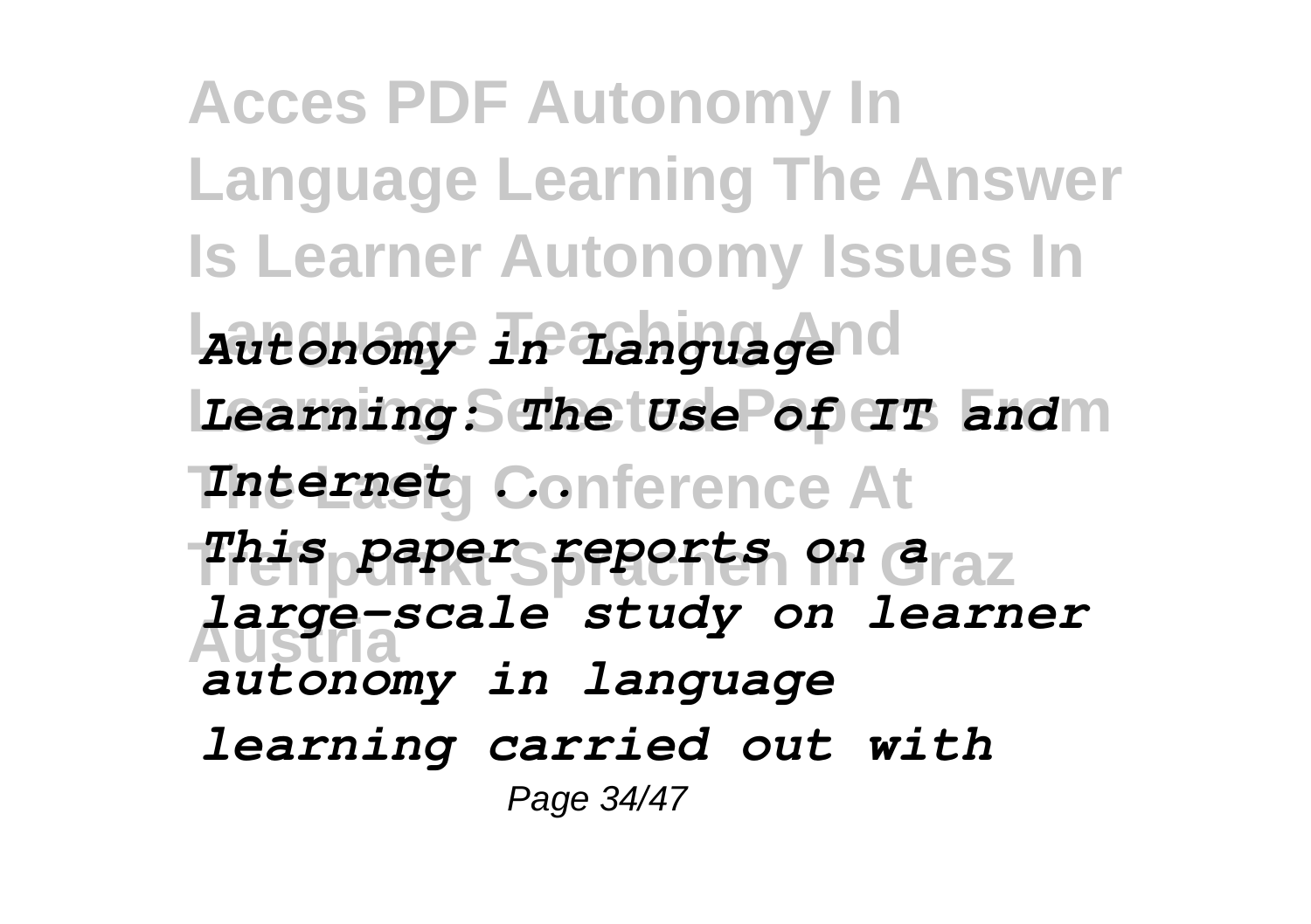*Autonomy in Language Learning: The Use of IT and Internet ...*

*This paper reports on a large-scale study on learner autonomy in language learning carried out with*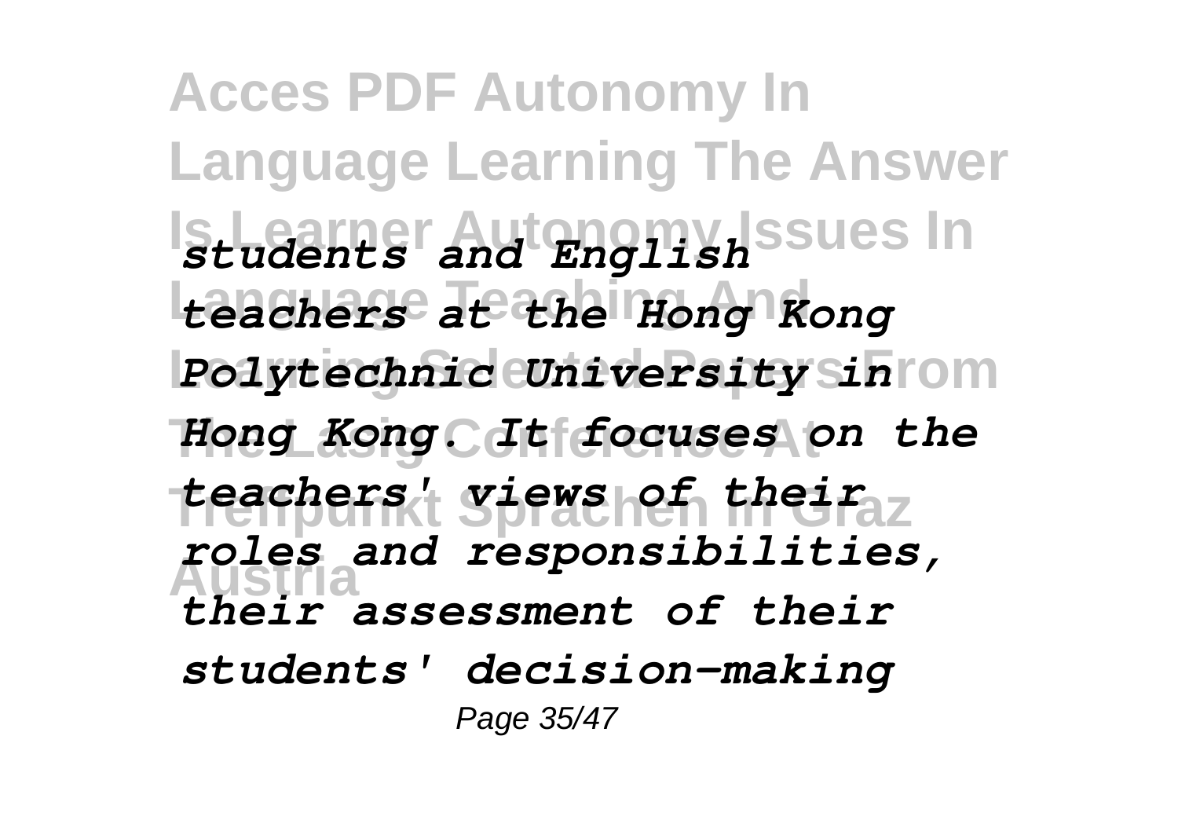*students and English teachers at the Hong Kong Polytechnic University in Hong Kong. It focuses on the teachers' views of their roles and responsibilities, their assessment of their students' decision-making*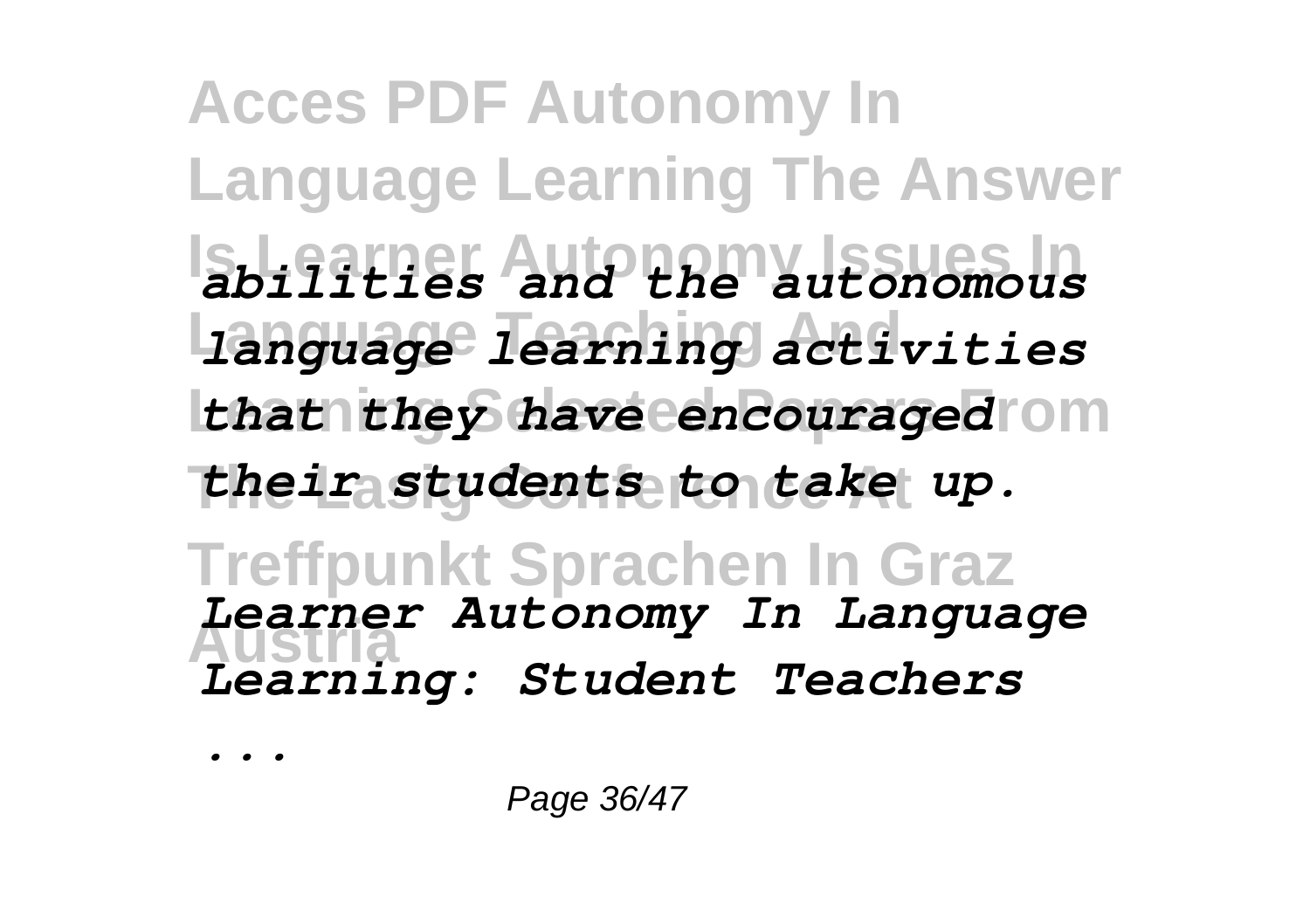*abilities and the autonomous language learning activities that they have encouraged their students to take up.*

*Learner Autonomy In Language Learning: Student Teachers ...*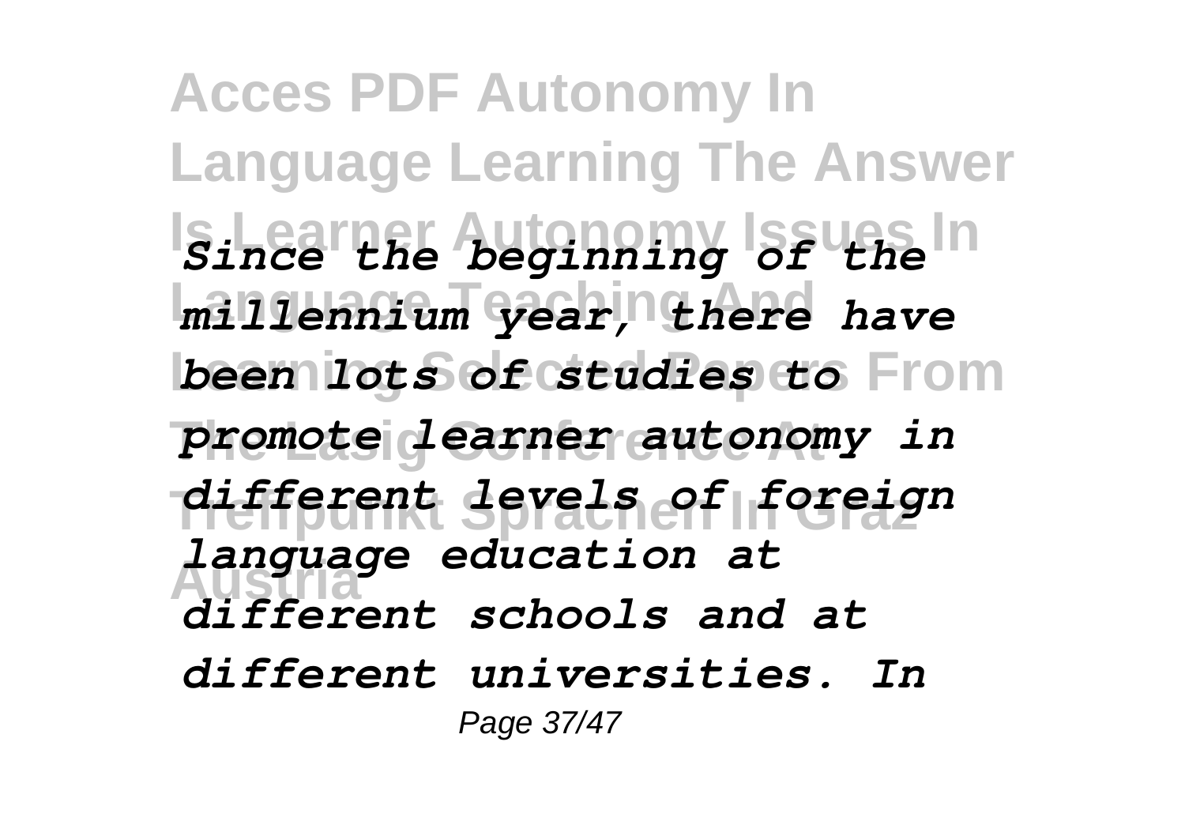*Since the beginning of the millennium year, there have been lots of studies to promote learner autonomy in different levels of foreign language education at different schools and at different universities. In*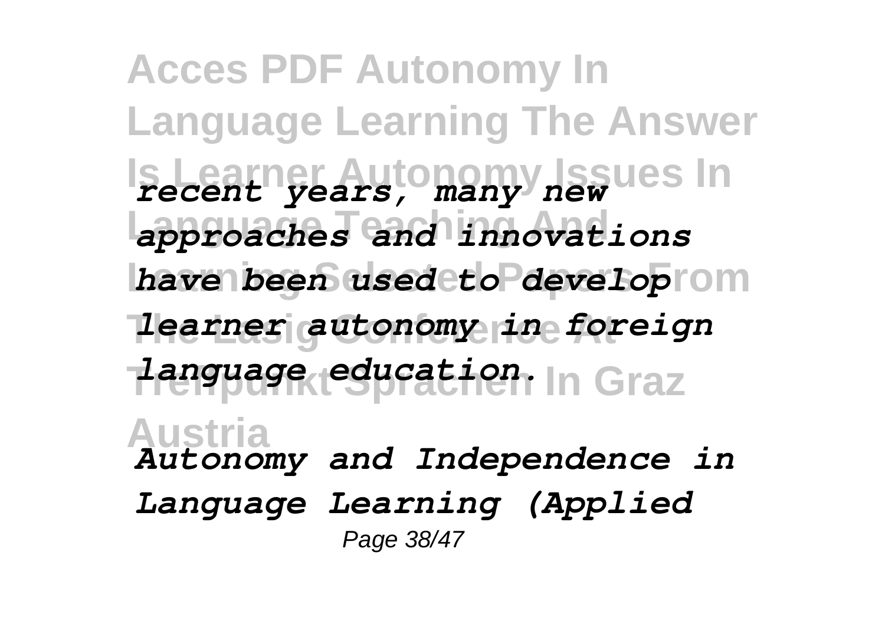*recent years, many new approaches and innovations have been used to develop learner autonomy in foreign language education.*

***Autonomy and Independence in Language Learning (Applied***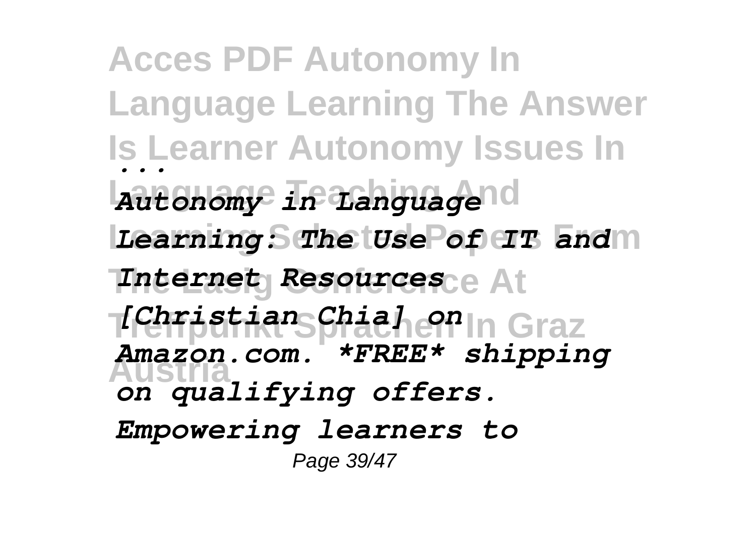*...*

***Autonomy in Language Learning: The Use of IT and Internet Resources [Christian Chia] on Amazon.com. *FREE* shipping on qualifying offers. Empowering learners to***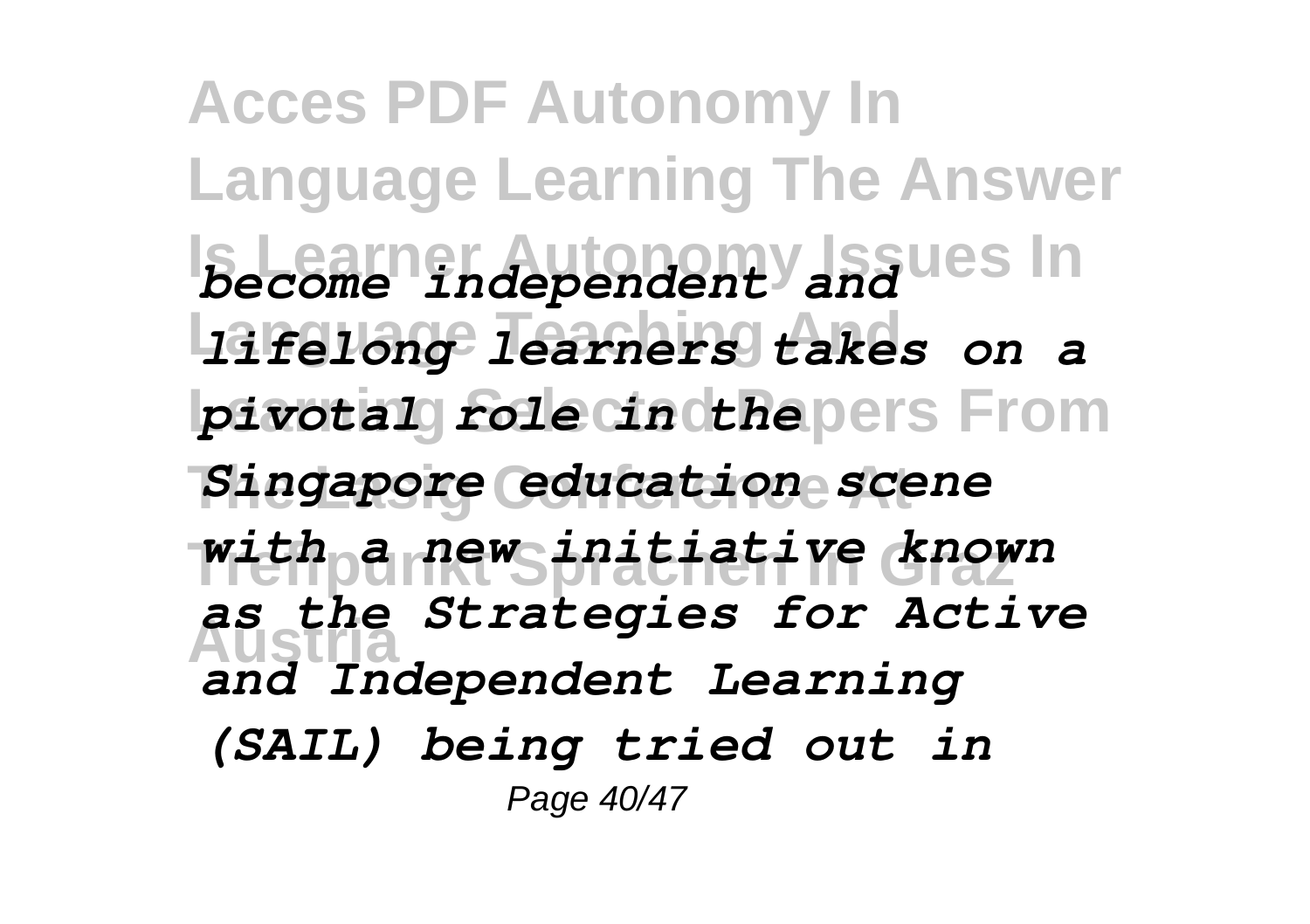*become independent and lifelong learners takes on a pivotal role in the Singapore education scene with a new initiative known as the Strategies for Active and Independent Learning (SAIL) being tried out in*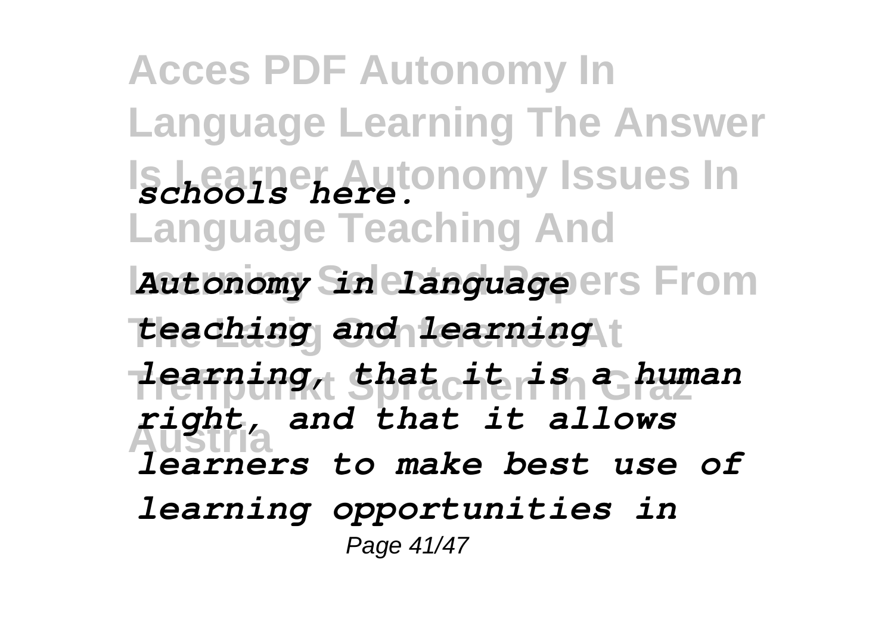*schools here.*

*Autonomy in language teaching and learning*

*learning, that it is a human right, and that it allows learners to make best use of learning opportunities in*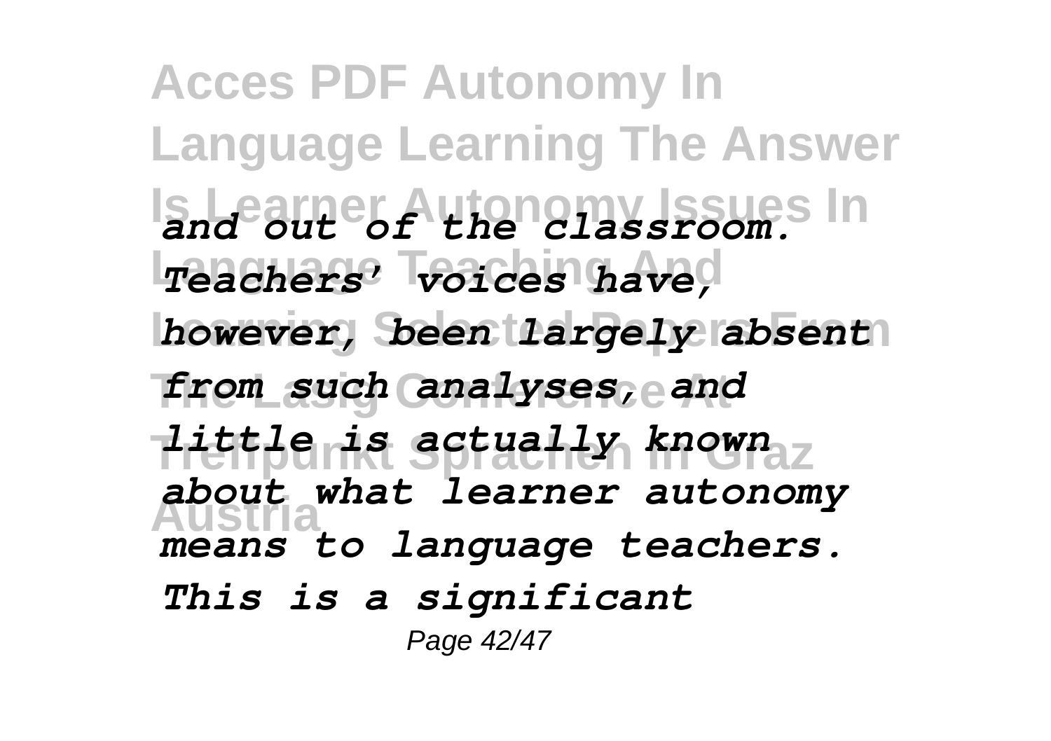*and out of the classroom. Teachers' voices have, however, been largely absent from such analyses, and little is actually known about what learner autonomy means to language teachers. This is a significant*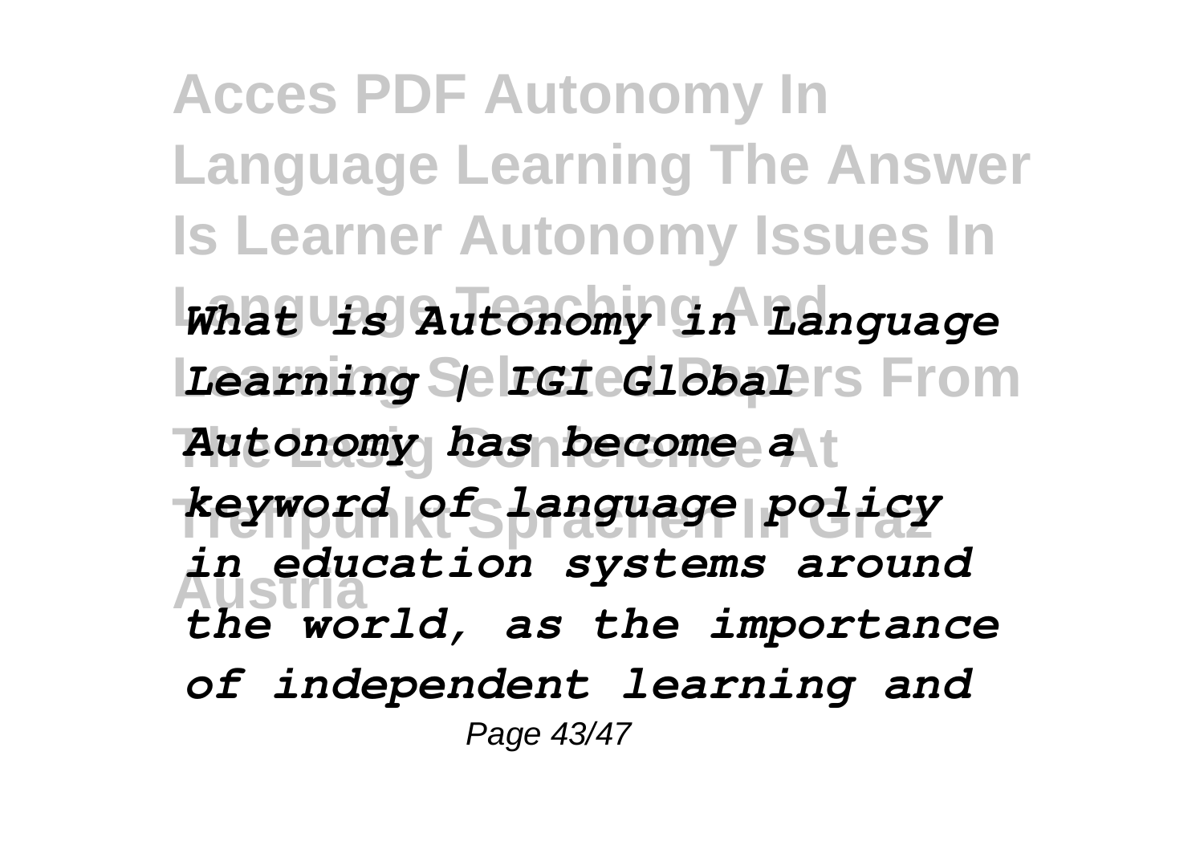*What is Autonomy in Language Learning | IGI Global*

*Autonomy has become a keyword of language policy in education systems around the world, as the importance of independent learning and*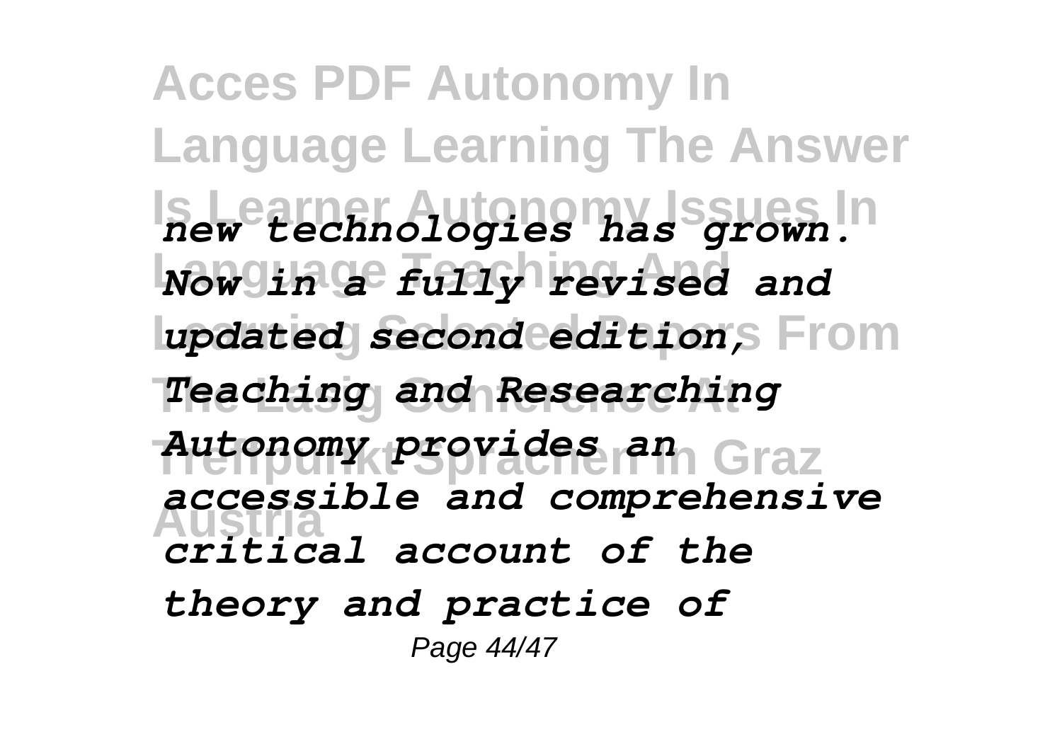*new technologies has grown. Now in a fully revised and updated second edition, Teaching and Researching Autonomy provides an accessible and comprehensive critical account of the theory and practice of*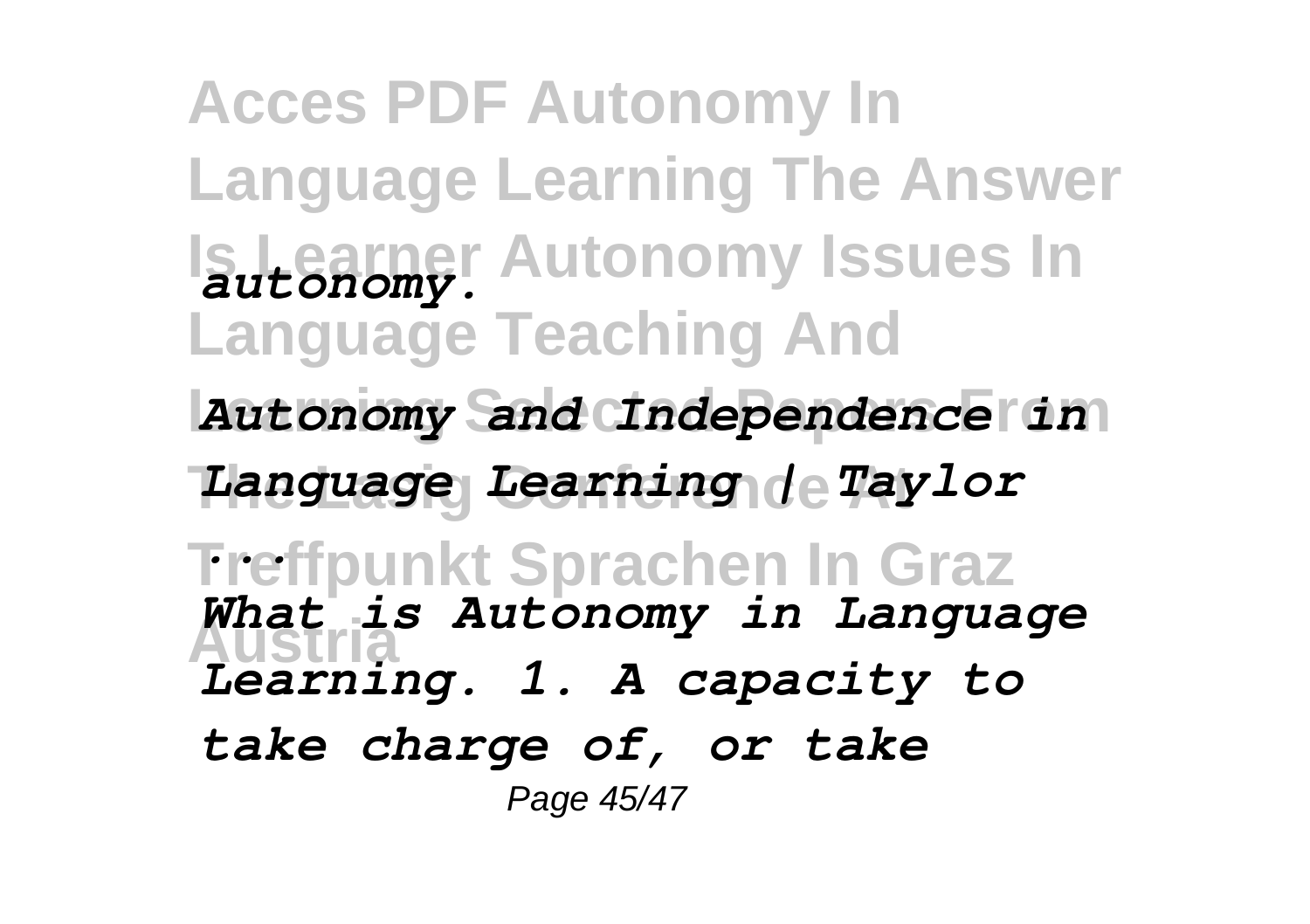*autonomy.*

*Autonomy and Independence in Language Learning | Taylor ...*

*What is Autonomy in Language Learning. 1. A capacity to take charge of, or take*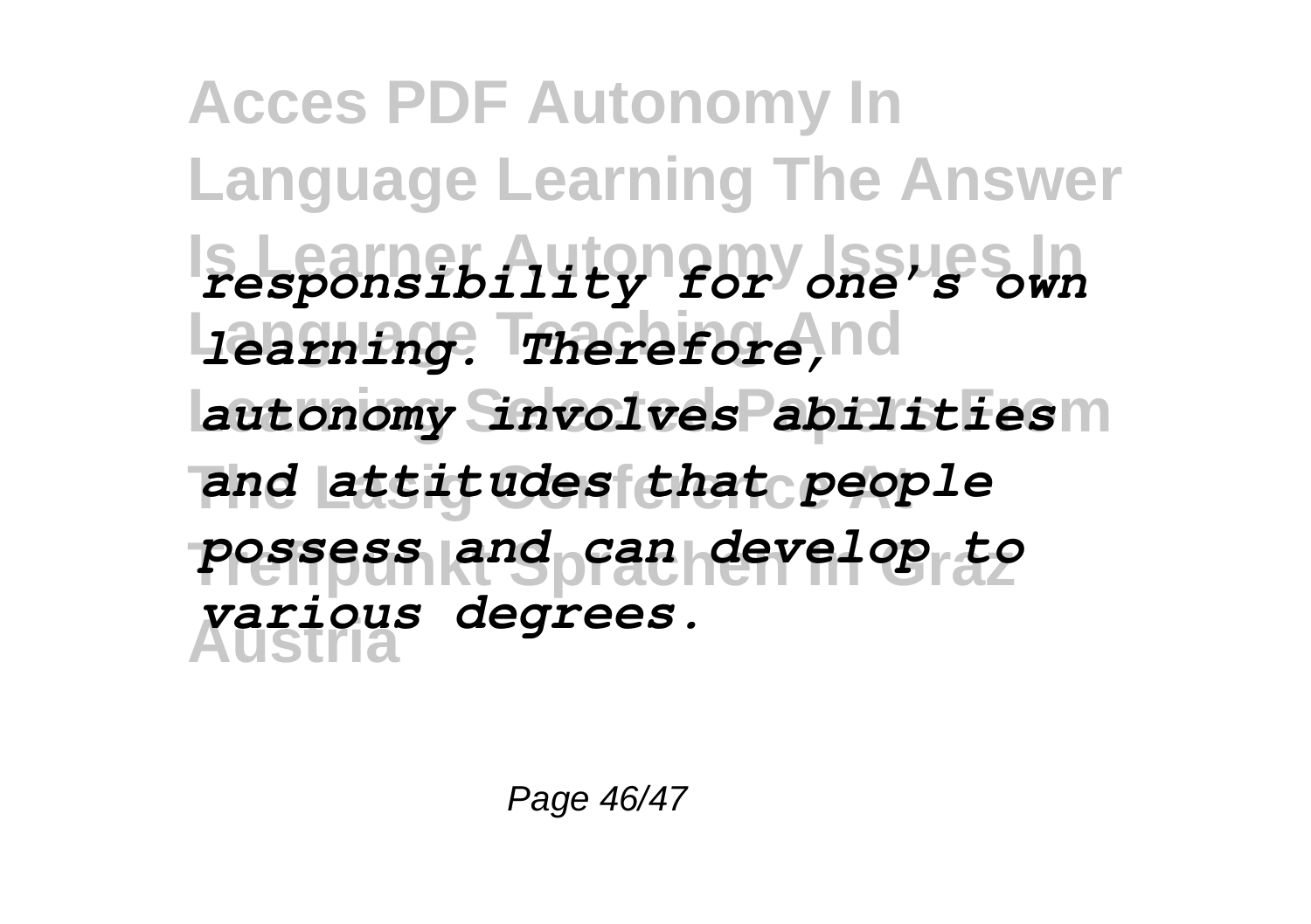*responsibility for one's own learning. Therefore, autonomy involves abilities and attitudes that people possess and can develop to various degrees.*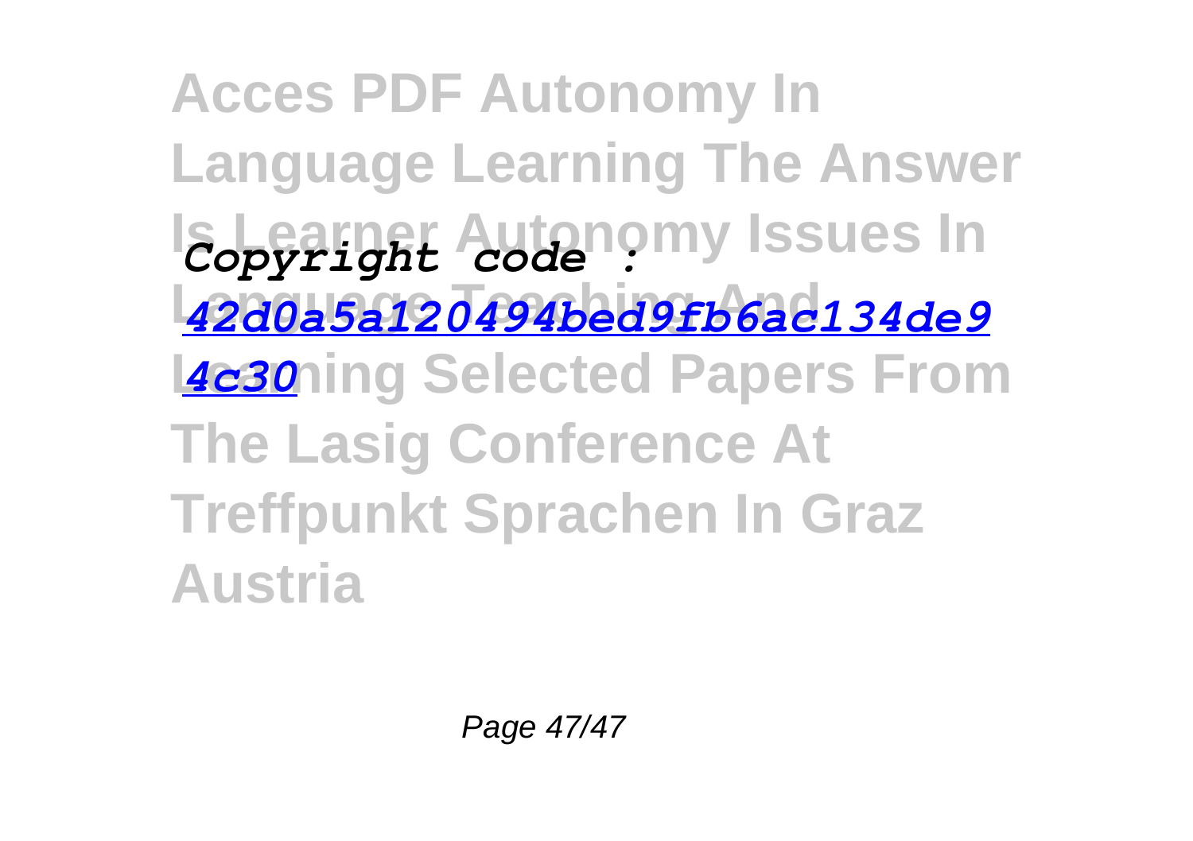**Acces PDF Autonomy In Language Learning The Answer Is Learner Autonomy Issues In Language Teaching And Learning Selected Papers From The Lasig Conference At Treffpunkt Sprachen In Graz Austria**

*Copyright code :* [*42d0a5a120494bed9fb6ac134de94c30*](42d0a5a120494bed9fb6ac134de94c30)